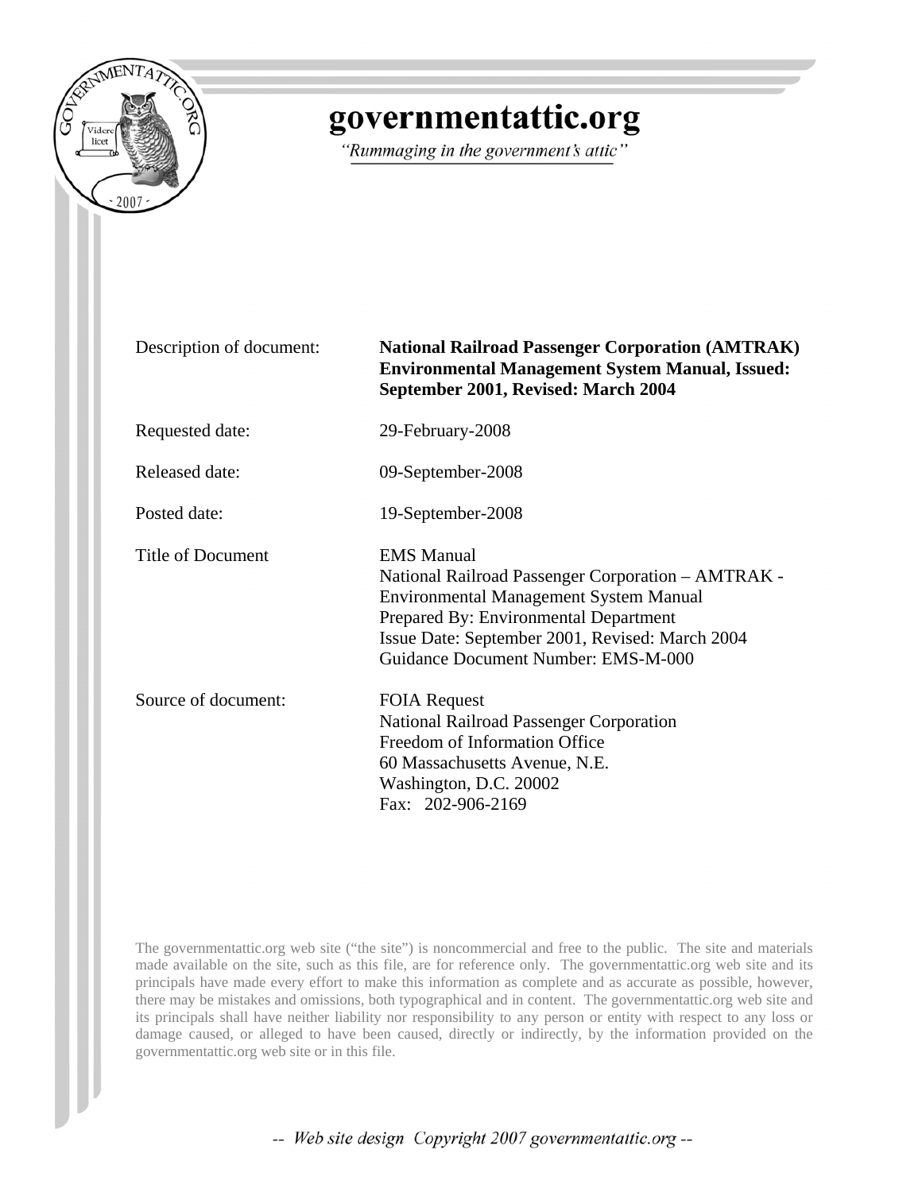# governmentattic.org

*"Rummaging in the government's attic"*

| | |
|---|---|
| Description of document: | **National Railroad Passenger Corporation (AMTRAK) Environmental Management System Manual, Issued: September 2001, Revised: March 2004** |
| Requested date: | 29-February-2008 |
| Released date: | 09-September-2008 |
| Posted date: | 19-September-2008 |
| Title of Document | EMS Manual<br>National Railroad Passenger Corporation – AMTRAK - Environmental Management System Manual<br>Prepared By: Environmental Department<br>Issue Date: September 2001, Revised: March 2004<br>Guidance Document Number: EMS-M-000 |
| Source of document: | FOIA Request<br>National Railroad Passenger Corporation<br>Freedom of Information Office<br>60 Massachusetts Avenue, N.E.<br>Washington, D.C. 20002<br>Fax: 202-906-2169 |

The governmentattic.org web site ("the site") is noncommercial and free to the public. The site and materials made available on the site, such as this file, are for reference only. The governmentattic.org web site and its principals have made every effort to make this information as complete and as accurate as possible, however, there may be mistakes and omissions, both typographical and in content. The governmentattic.org web site and its principals shall have neither liability nor responsibility to any person or entity with respect to any loss or damage caused, or alleged to have been caused, directly or indirectly, by the information provided on the governmentattic.org web site or in this file.

*-- Web site design Copyright 2007 governmentattic.org --*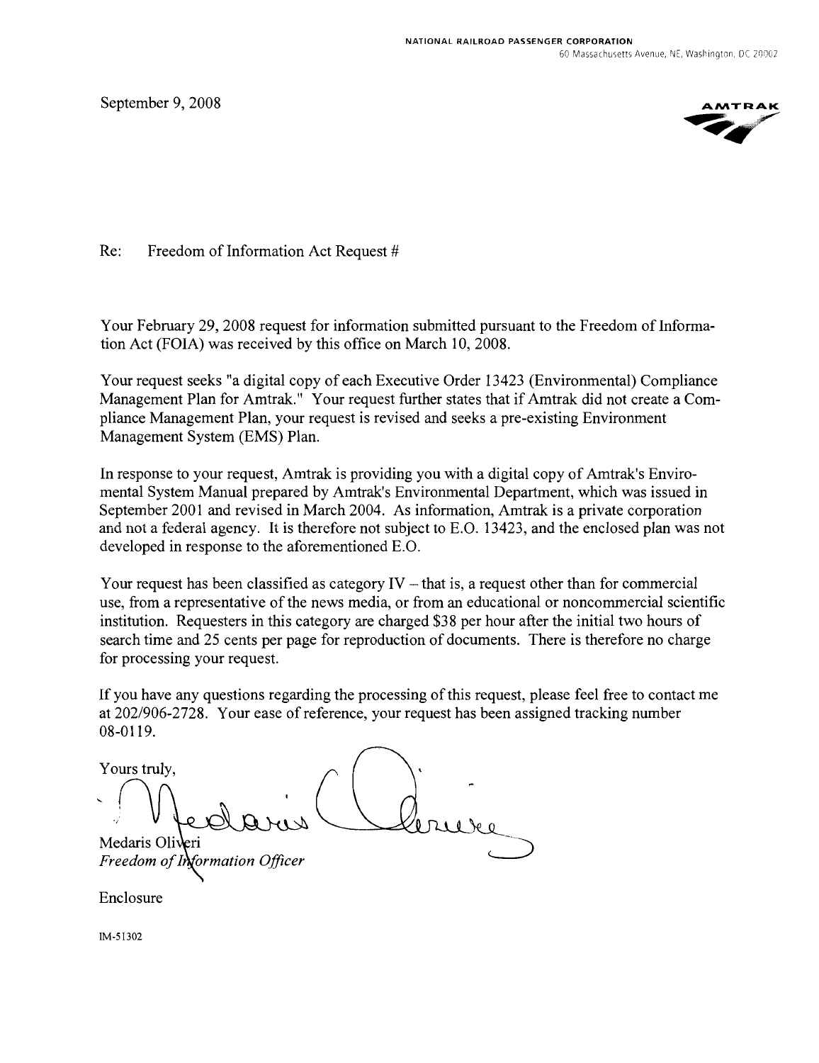NATIONAL RAILROAD PASSENGER CORPORATION
60 Massachusetts Avenue, NE, Washington, DC 20002

AMTRAK

September 9, 2008

Re: Freedom of Information Act Request #

Your February 29, 2008 request for information submitted pursuant to the Freedom of Information Act (FOIA) was received by this office on March 10, 2008.

Your request seeks "a digital copy of each Executive Order 13423 (Environmental) Compliance Management Plan for Amtrak." Your request further states that if Amtrak did not create a Compliance Management Plan, your request is revised and seeks a pre-existing Environment Management System (EMS) Plan.

In response to your request, Amtrak is providing you with a digital copy of Amtrak's Enviromental System Manual prepared by Amtrak's Environmental Department, which was issued in September 2001 and revised in March 2004. As information, Amtrak is a private corporation and not a federal agency. It is therefore not subject to E.O. 13423, and the enclosed plan was not developed in response to the aforementioned E.O.

Your request has been classified as category IV – that is, a request other than for commercial use, from a representative of the news media, or from an educational or noncommercial scientific institution. Requesters in this category are charged $38 per hour after the initial two hours of search time and 25 cents per page for reproduction of documents. There is therefore no charge for processing your request.

If you have any questions regarding the processing of this request, please feel free to contact me at 202/906-2728. Your ease of reference, your request has been assigned tracking number 08-0119.

Yours truly,

Medaris Oliveri
*Freedom of Information Officer*

Enclosure

IM-51302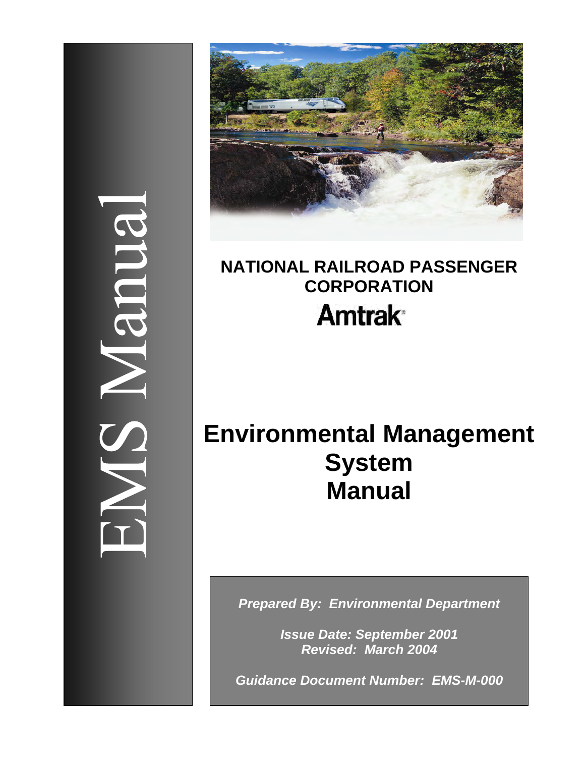EMS Manual

**NATIONAL RAILROAD PASSENGER CORPORATION**

**Amtrak**

# Environmental Management System Manual

***Prepared By: Environmental Department***

***Issue Date: September 2001***
***Revised: March 2004***

***Guidance Document Number: EMS-M-000***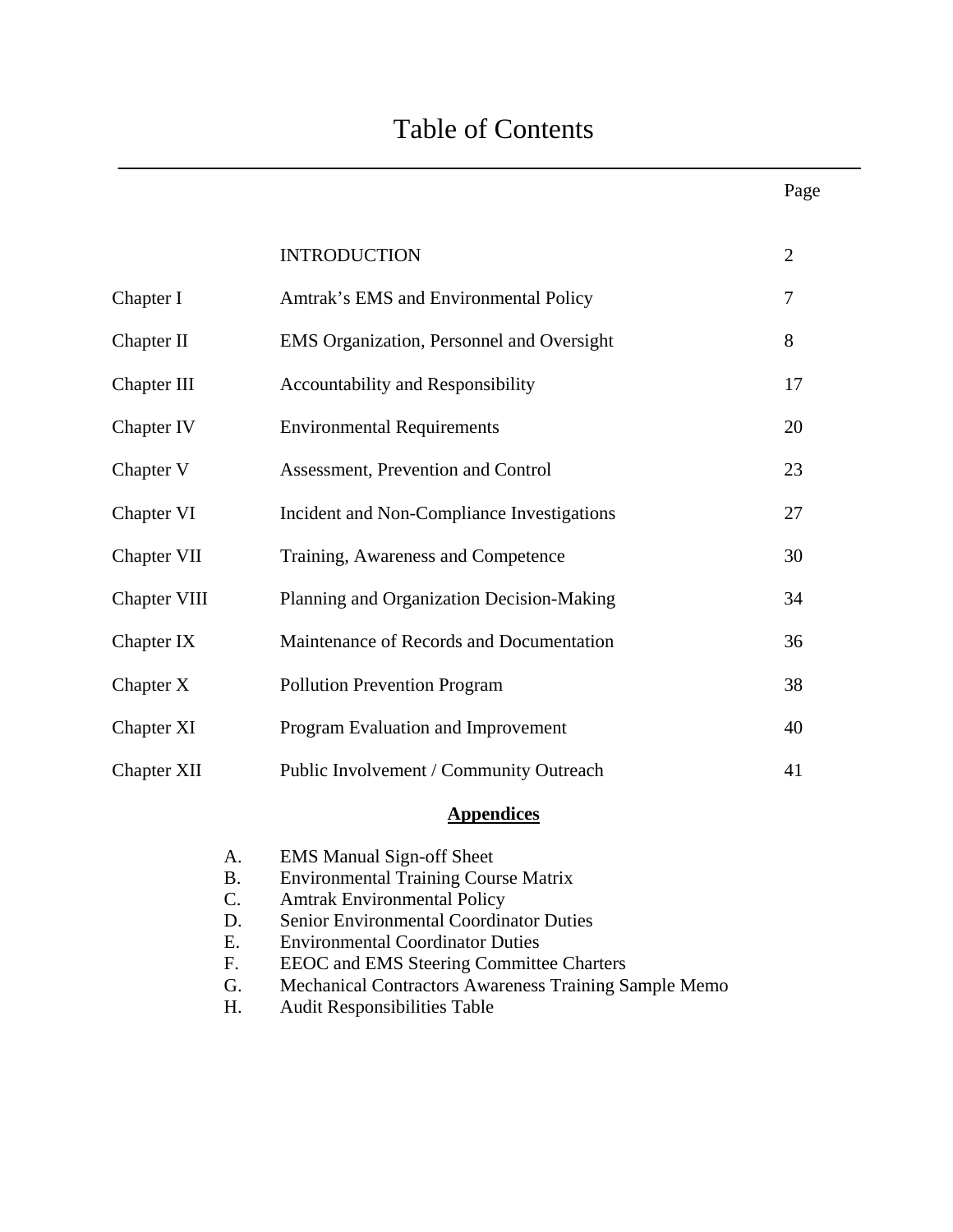# Table of Contents

| | | Page |
|---|---|---|
| | INTRODUCTION | 2 |
| Chapter I | Amtrak's EMS and Environmental Policy | 7 |
| Chapter II | EMS Organization, Personnel and Oversight | 8 |
| Chapter III | Accountability and Responsibility | 17 |
| Chapter IV | Environmental Requirements | 20 |
| Chapter V | Assessment, Prevention and Control | 23 |
| Chapter VI | Incident and Non-Compliance Investigations | 27 |
| Chapter VII | Training, Awareness and Competence | 30 |
| Chapter VIII | Planning and Organization Decision-Making | 34 |
| Chapter IX | Maintenance of Records and Documentation | 36 |
| Chapter X | Pollution Prevention Program | 38 |
| Chapter XI | Program Evaluation and Improvement | 40 |
| Chapter XII | Public Involvement / Community Outreach | 41 |

**Appendices**

A. EMS Manual Sign-off Sheet
B. Environmental Training Course Matrix
C. Amtrak Environmental Policy
D. Senior Environmental Coordinator Duties
E. Environmental Coordinator Duties
F. EEOC and EMS Steering Committee Charters
G. Mechanical Contractors Awareness Training Sample Memo
H. Audit Responsibilities Table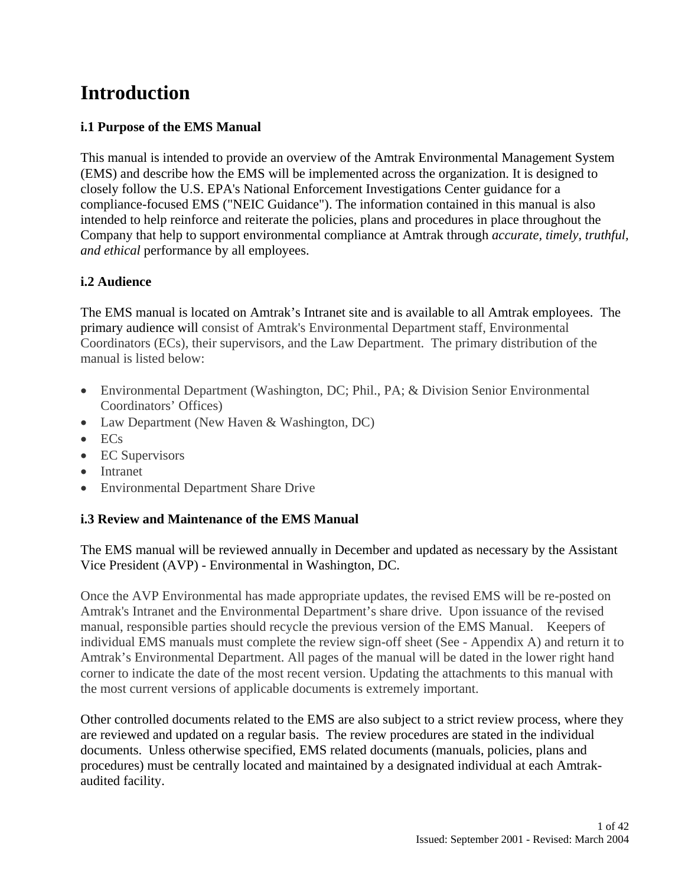# Introduction

### i.1 Purpose of the EMS Manual

This manual is intended to provide an overview of the Amtrak Environmental Management System (EMS) and describe how the EMS will be implemented across the organization. It is designed to closely follow the U.S. EPA's National Enforcement Investigations Center guidance for a compliance-focused EMS ("NEIC Guidance"). The information contained in this manual is also intended to help reinforce and reiterate the policies, plans and procedures in place throughout the Company that help to support environmental compliance at Amtrak through *accurate, timely, truthful, and ethical* performance by all employees.

### i.2 Audience

The EMS manual is located on Amtrak's Intranet site and is available to all Amtrak employees. The primary audience will consist of Amtrak's Environmental Department staff, Environmental Coordinators (ECs), their supervisors, and the Law Department. The primary distribution of the manual is listed below:

- Environmental Department (Washington, DC; Phil., PA; & Division Senior Environmental Coordinators' Offices)
- Law Department (New Haven & Washington, DC)
- ECs
- EC Supervisors
- Intranet
- Environmental Department Share Drive

### i.3 Review and Maintenance of the EMS Manual

The EMS manual will be reviewed annually in December and updated as necessary by the Assistant Vice President (AVP) - Environmental in Washington, DC.

Once the AVP Environmental has made appropriate updates, the revised EMS will be re-posted on Amtrak's Intranet and the Environmental Department's share drive. Upon issuance of the revised manual, responsible parties should recycle the previous version of the EMS Manual. Keepers of individual EMS manuals must complete the review sign-off sheet (See - Appendix A) and return it to Amtrak's Environmental Department. All pages of the manual will be dated in the lower right hand corner to indicate the date of the most recent version. Updating the attachments to this manual with the most current versions of applicable documents is extremely important.

Other controlled documents related to the EMS are also subject to a strict review process, where they are reviewed and updated on a regular basis. The review procedures are stated in the individual documents. Unless otherwise specified, EMS related documents (manuals, policies, plans and procedures) must be centrally located and maintained by a designated individual at each Amtrak-audited facility.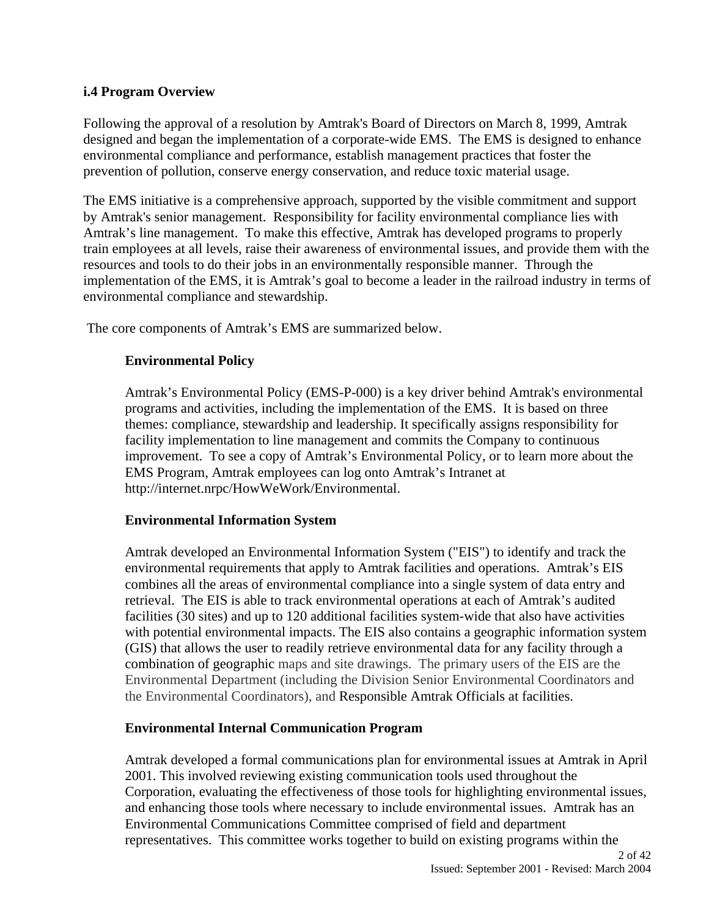## i.4 Program Overview

Following the approval of a resolution by Amtrak's Board of Directors on March 8, 1999, Amtrak designed and began the implementation of a corporate-wide EMS. The EMS is designed to enhance environmental compliance and performance, establish management practices that foster the prevention of pollution, conserve energy conservation, and reduce toxic material usage.

The EMS initiative is a comprehensive approach, supported by the visible commitment and support by Amtrak's senior management. Responsibility for facility environmental compliance lies with Amtrak's line management. To make this effective, Amtrak has developed programs to properly train employees at all levels, raise their awareness of environmental issues, and provide them with the resources and tools to do their jobs in an environmentally responsible manner. Through the implementation of the EMS, it is Amtrak's goal to become a leader in the railroad industry in terms of environmental compliance and stewardship.

The core components of Amtrak's EMS are summarized below.

**Environmental Policy**

Amtrak's Environmental Policy (EMS-P-000) is a key driver behind Amtrak's environmental programs and activities, including the implementation of the EMS. It is based on three themes: compliance, stewardship and leadership. It specifically assigns responsibility for facility implementation to line management and commits the Company to continuous improvement. To see a copy of Amtrak's Environmental Policy, or to learn more about the EMS Program, Amtrak employees can log onto Amtrak's Intranet at http://internet.nrpc/HowWeWork/Environmental.

**Environmental Information System**

Amtrak developed an Environmental Information System ("EIS") to identify and track the environmental requirements that apply to Amtrak facilities and operations. Amtrak's EIS combines all the areas of environmental compliance into a single system of data entry and retrieval. The EIS is able to track environmental operations at each of Amtrak's audited facilities (30 sites) and up to 120 additional facilities system-wide that also have activities with potential environmental impacts. The EIS also contains a geographic information system (GIS) that allows the user to readily retrieve environmental data for any facility through a combination of geographic maps and site drawings. The primary users of the EIS are the Environmental Department (including the Division Senior Environmental Coordinators and the Environmental Coordinators), and Responsible Amtrak Officials at facilities.

**Environmental Internal Communication Program**

Amtrak developed a formal communications plan for environmental issues at Amtrak in April 2001. This involved reviewing existing communication tools used throughout the Corporation, evaluating the effectiveness of those tools for highlighting environmental issues, and enhancing those tools where necessary to include environmental issues. Amtrak has an Environmental Communications Committee comprised of field and department representatives. This committee works together to build on existing programs within the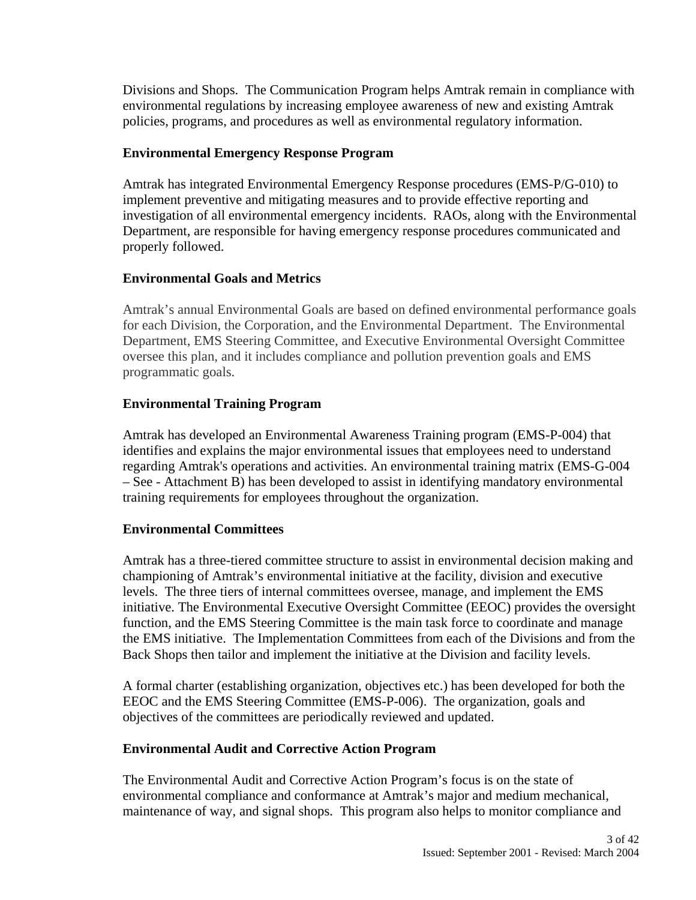Divisions and Shops. The Communication Program helps Amtrak remain in compliance with environmental regulations by increasing employee awareness of new and existing Amtrak policies, programs, and procedures as well as environmental regulatory information.

**Environmental Emergency Response Program**

Amtrak has integrated Environmental Emergency Response procedures (EMS-P/G-010) to implement preventive and mitigating measures and to provide effective reporting and investigation of all environmental emergency incidents. RAOs, along with the Environmental Department, are responsible for having emergency response procedures communicated and properly followed.

**Environmental Goals and Metrics**

Amtrak's annual Environmental Goals are based on defined environmental performance goals for each Division, the Corporation, and the Environmental Department. The Environmental Department, EMS Steering Committee, and Executive Environmental Oversight Committee oversee this plan, and it includes compliance and pollution prevention goals and EMS programmatic goals.

**Environmental Training Program**

Amtrak has developed an Environmental Awareness Training program (EMS-P-004) that identifies and explains the major environmental issues that employees need to understand regarding Amtrak's operations and activities. An environmental training matrix (EMS-G-004 – See - Attachment B) has been developed to assist in identifying mandatory environmental training requirements for employees throughout the organization.

**Environmental Committees**

Amtrak has a three-tiered committee structure to assist in environmental decision making and championing of Amtrak's environmental initiative at the facility, division and executive levels. The three tiers of internal committees oversee, manage, and implement the EMS initiative. The Environmental Executive Oversight Committee (EEOC) provides the oversight function, and the EMS Steering Committee is the main task force to coordinate and manage the EMS initiative. The Implementation Committees from each of the Divisions and from the Back Shops then tailor and implement the initiative at the Division and facility levels.

A formal charter (establishing organization, objectives etc.) has been developed for both the EEOC and the EMS Steering Committee (EMS-P-006). The organization, goals and objectives of the committees are periodically reviewed and updated.

**Environmental Audit and Corrective Action Program**

The Environmental Audit and Corrective Action Program's focus is on the state of environmental compliance and conformance at Amtrak's major and medium mechanical, maintenance of way, and signal shops. This program also helps to monitor compliance and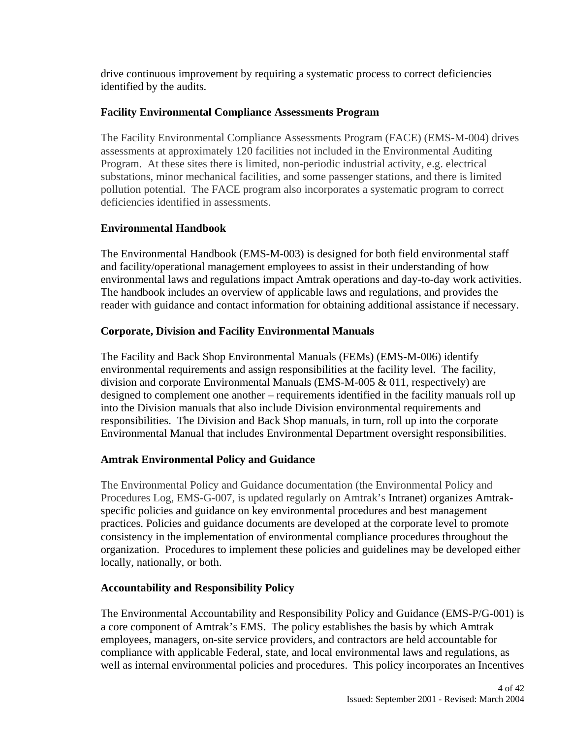drive continuous improvement by requiring a systematic process to correct deficiencies identified by the audits.

**Facility Environmental Compliance Assessments Program**

The Facility Environmental Compliance Assessments Program (FACE) (EMS-M-004) drives assessments at approximately 120 facilities not included in the Environmental Auditing Program. At these sites there is limited, non-periodic industrial activity, e.g. electrical substations, minor mechanical facilities, and some passenger stations, and there is limited pollution potential. The FACE program also incorporates a systematic program to correct deficiencies identified in assessments.

**Environmental Handbook**

The Environmental Handbook (EMS-M-003) is designed for both field environmental staff and facility/operational management employees to assist in their understanding of how environmental laws and regulations impact Amtrak operations and day-to-day work activities. The handbook includes an overview of applicable laws and regulations, and provides the reader with guidance and contact information for obtaining additional assistance if necessary.

**Corporate, Division and Facility Environmental Manuals**

The Facility and Back Shop Environmental Manuals (FEMs) (EMS-M-006) identify environmental requirements and assign responsibilities at the facility level. The facility, division and corporate Environmental Manuals (EMS-M-005 & 011, respectively) are designed to complement one another – requirements identified in the facility manuals roll up into the Division manuals that also include Division environmental requirements and responsibilities. The Division and Back Shop manuals, in turn, roll up into the corporate Environmental Manual that includes Environmental Department oversight responsibilities.

**Amtrak Environmental Policy and Guidance**

The Environmental Policy and Guidance documentation (the Environmental Policy and Procedures Log, EMS-G-007, is updated regularly on Amtrak's Intranet) organizes Amtrak-specific policies and guidance on key environmental procedures and best management practices. Policies and guidance documents are developed at the corporate level to promote consistency in the implementation of environmental compliance procedures throughout the organization. Procedures to implement these policies and guidelines may be developed either locally, nationally, or both.

**Accountability and Responsibility Policy**

The Environmental Accountability and Responsibility Policy and Guidance (EMS-P/G-001) is a core component of Amtrak's EMS. The policy establishes the basis by which Amtrak employees, managers, on-site service providers, and contractors are held accountable for compliance with applicable Federal, state, and local environmental laws and regulations, as well as internal environmental policies and procedures. This policy incorporates an Incentives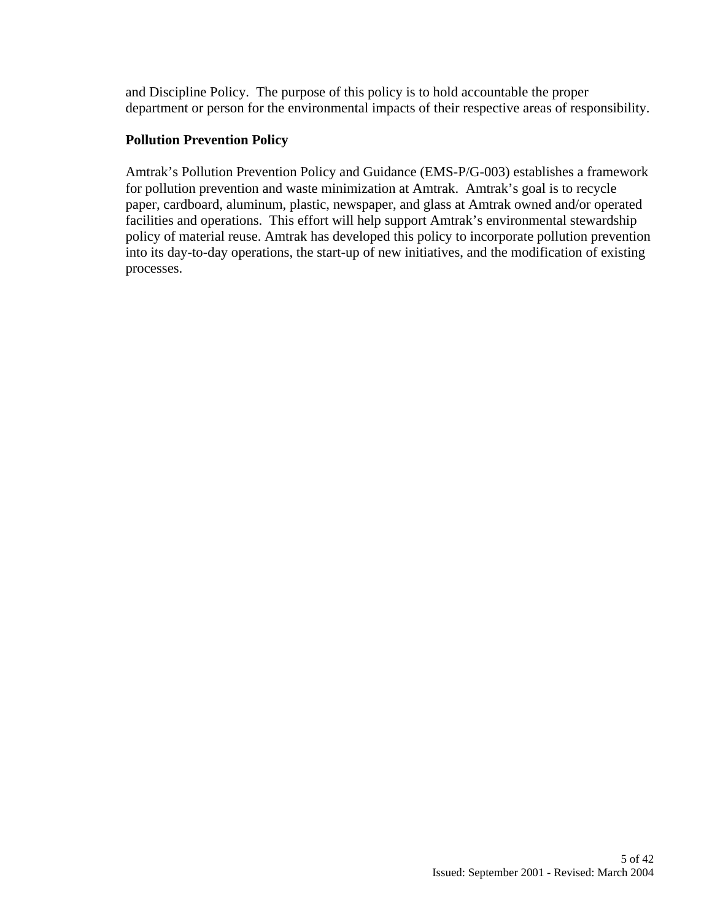and Discipline Policy. The purpose of this policy is to hold accountable the proper department or person for the environmental impacts of their respective areas of responsibility.

**Pollution Prevention Policy**

Amtrak's Pollution Prevention Policy and Guidance (EMS-P/G-003) establishes a framework for pollution prevention and waste minimization at Amtrak. Amtrak's goal is to recycle paper, cardboard, aluminum, plastic, newspaper, and glass at Amtrak owned and/or operated facilities and operations. This effort will help support Amtrak's environmental stewardship policy of material reuse. Amtrak has developed this policy to incorporate pollution prevention into its day-to-day operations, the start-up of new initiatives, and the modification of existing processes.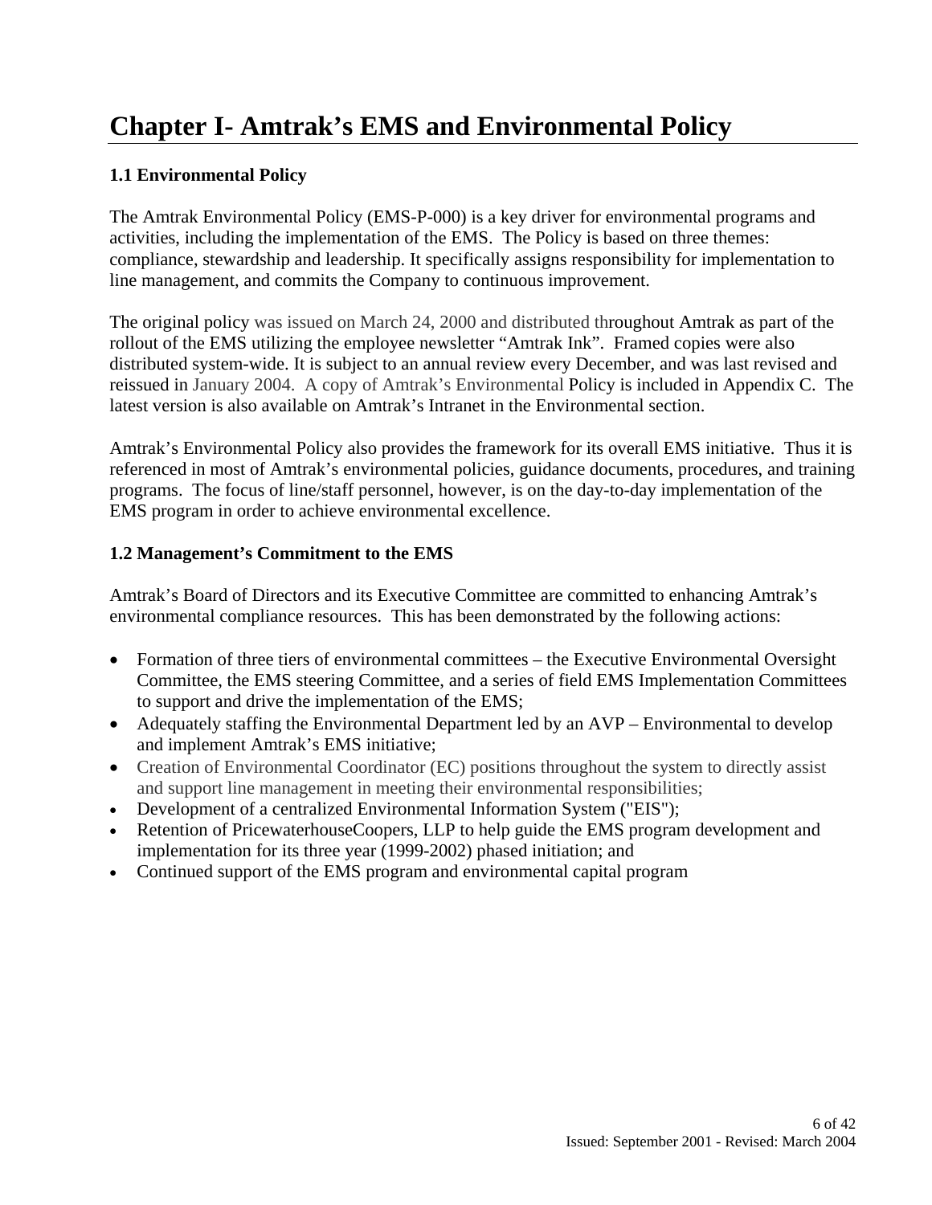# Chapter I- Amtrak's EMS and Environmental Policy

### 1.1 Environmental Policy

The Amtrak Environmental Policy (EMS-P-000) is a key driver for environmental programs and activities, including the implementation of the EMS. The Policy is based on three themes: compliance, stewardship and leadership. It specifically assigns responsibility for implementation to line management, and commits the Company to continuous improvement.

The original policy was issued on March 24, 2000 and distributed throughout Amtrak as part of the rollout of the EMS utilizing the employee newsletter "Amtrak Ink". Framed copies were also distributed system-wide. It is subject to an annual review every December, and was last revised and reissued in January 2004. A copy of Amtrak's Environmental Policy is included in Appendix C. The latest version is also available on Amtrak's Intranet in the Environmental section.

Amtrak's Environmental Policy also provides the framework for its overall EMS initiative. Thus it is referenced in most of Amtrak's environmental policies, guidance documents, procedures, and training programs. The focus of line/staff personnel, however, is on the day-to-day implementation of the EMS program in order to achieve environmental excellence.

### 1.2 Management's Commitment to the EMS

Amtrak's Board of Directors and its Executive Committee are committed to enhancing Amtrak's environmental compliance resources. This has been demonstrated by the following actions:

- Formation of three tiers of environmental committees – the Executive Environmental Oversight Committee, the EMS steering Committee, and a series of field EMS Implementation Committees to support and drive the implementation of the EMS;
- Adequately staffing the Environmental Department led by an AVP – Environmental to develop and implement Amtrak's EMS initiative;
- Creation of Environmental Coordinator (EC) positions throughout the system to directly assist and support line management in meeting their environmental responsibilities;
- Development of a centralized Environmental Information System ("EIS");
- Retention of PricewaterhouseCoopers, LLP to help guide the EMS program development and implementation for its three year (1999-2002) phased initiation; and
- Continued support of the EMS program and environmental capital program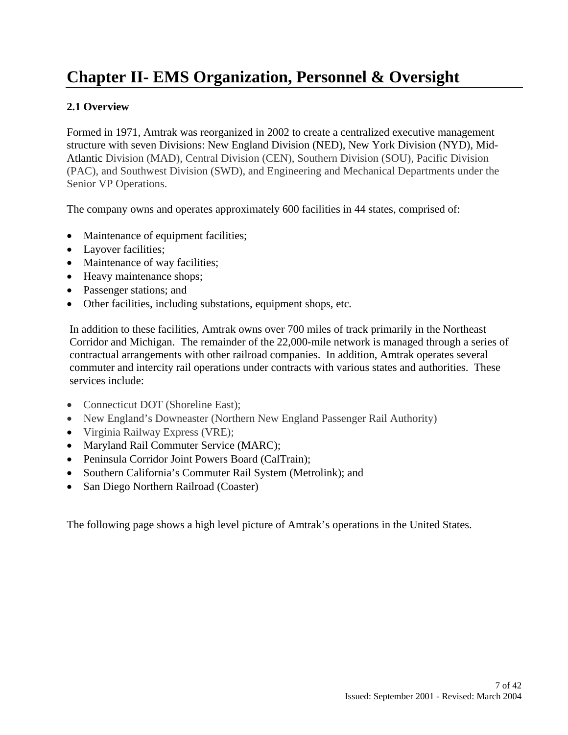# Chapter II- EMS Organization, Personnel & Oversight

### 2.1 Overview

Formed in 1971, Amtrak was reorganized in 2002 to create a centralized executive management structure with seven Divisions: New England Division (NED), New York Division (NYD), Mid-Atlantic Division (MAD), Central Division (CEN), Southern Division (SOU), Pacific Division (PAC), and Southwest Division (SWD), and Engineering and Mechanical Departments under the Senior VP Operations.

The company owns and operates approximately 600 facilities in 44 states, comprised of:

- Maintenance of equipment facilities;
- Layover facilities;
- Maintenance of way facilities;
- Heavy maintenance shops;
- Passenger stations; and
- Other facilities, including substations, equipment shops, etc.

In addition to these facilities, Amtrak owns over 700 miles of track primarily in the Northeast Corridor and Michigan. The remainder of the 22,000-mile network is managed through a series of contractual arrangements with other railroad companies. In addition, Amtrak operates several commuter and intercity rail operations under contracts with various states and authorities. These services include:

- Connecticut DOT (Shoreline East);
- New England's Downeaster (Northern New England Passenger Rail Authority)
- Virginia Railway Express (VRE);
- Maryland Rail Commuter Service (MARC);
- Peninsula Corridor Joint Powers Board (CalTrain);
- Southern California's Commuter Rail System (Metrolink); and
- San Diego Northern Railroad (Coaster)

The following page shows a high level picture of Amtrak's operations in the United States.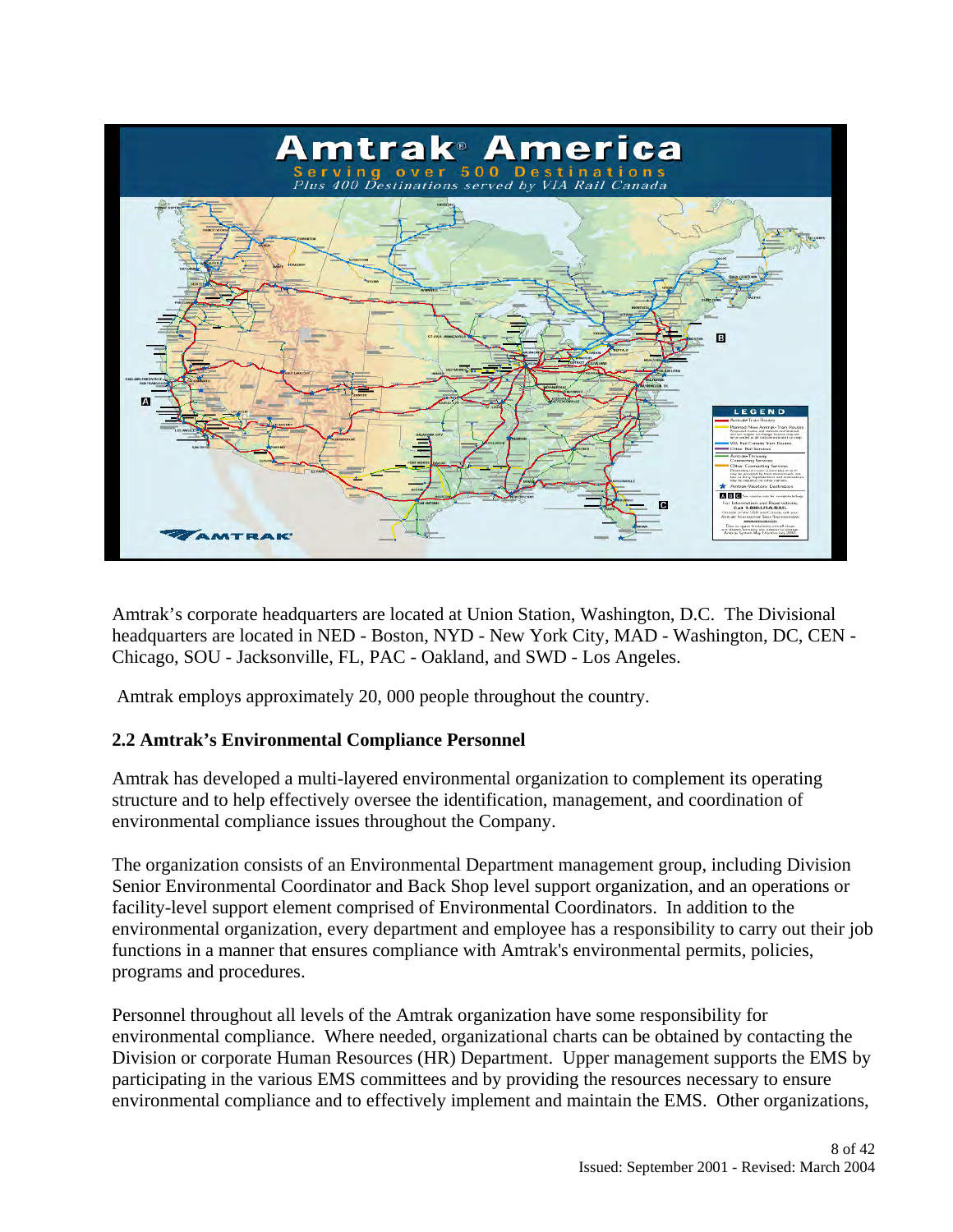Amtrak's corporate headquarters are located at Union Station, Washington, D.C. The Divisional headquarters are located in NED - Boston, NYD - New York City, MAD - Washington, DC, CEN - Chicago, SOU - Jacksonville, FL, PAC - Oakland, and SWD - Los Angeles.

Amtrak employs approximately 20, 000 people throughout the country.

### 2.2 Amtrak's Environmental Compliance Personnel

Amtrak has developed a multi-layered environmental organization to complement its operating structure and to help effectively oversee the identification, management, and coordination of environmental compliance issues throughout the Company.

The organization consists of an Environmental Department management group, including Division Senior Environmental Coordinator and Back Shop level support organization, and an operations or facility-level support element comprised of Environmental Coordinators. In addition to the environmental organization, every department and employee has a responsibility to carry out their job functions in a manner that ensures compliance with Amtrak's environmental permits, policies, programs and procedures.

Personnel throughout all levels of the Amtrak organization have some responsibility for environmental compliance. Where needed, organizational charts can be obtained by contacting the Division or corporate Human Resources (HR) Department. Upper management supports the EMS by participating in the various EMS committees and by providing the resources necessary to ensure environmental compliance and to effectively implement and maintain the EMS. Other organizations,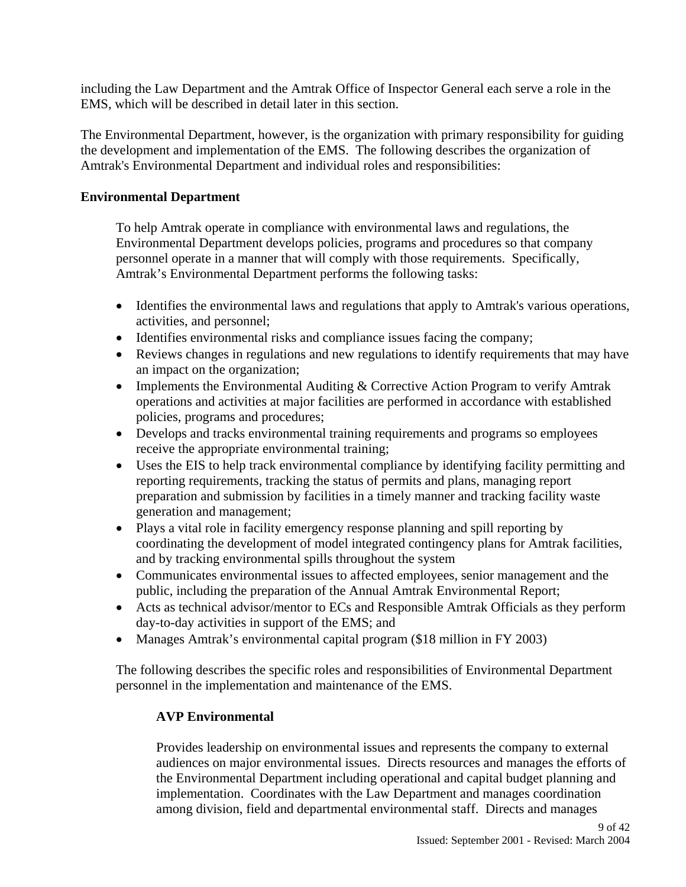including the Law Department and the Amtrak Office of Inspector General each serve a role in the EMS, which will be described in detail later in this section.

The Environmental Department, however, is the organization with primary responsibility for guiding the development and implementation of the EMS. The following describes the organization of Amtrak's Environmental Department and individual roles and responsibilities:

**Environmental Department**

To help Amtrak operate in compliance with environmental laws and regulations, the Environmental Department develops policies, programs and procedures so that company personnel operate in a manner that will comply with those requirements. Specifically, Amtrak's Environmental Department performs the following tasks:

- Identifies the environmental laws and regulations that apply to Amtrak's various operations, activities, and personnel;
- Identifies environmental risks and compliance issues facing the company;
- Reviews changes in regulations and new regulations to identify requirements that may have an impact on the organization;
- Implements the Environmental Auditing & Corrective Action Program to verify Amtrak operations and activities at major facilities are performed in accordance with established policies, programs and procedures;
- Develops and tracks environmental training requirements and programs so employees receive the appropriate environmental training;
- Uses the EIS to help track environmental compliance by identifying facility permitting and reporting requirements, tracking the status of permits and plans, managing report preparation and submission by facilities in a timely manner and tracking facility waste generation and management;
- Plays a vital role in facility emergency response planning and spill reporting by coordinating the development of model integrated contingency plans for Amtrak facilities, and by tracking environmental spills throughout the system
- Communicates environmental issues to affected employees, senior management and the public, including the preparation of the Annual Amtrak Environmental Report;
- Acts as technical advisor/mentor to ECs and Responsible Amtrak Officials as they perform day-to-day activities in support of the EMS; and
- Manages Amtrak's environmental capital program ($18 million in FY 2003)

The following describes the specific roles and responsibilities of Environmental Department personnel in the implementation and maintenance of the EMS.

**AVP Environmental**

Provides leadership on environmental issues and represents the company to external audiences on major environmental issues. Directs resources and manages the efforts of the Environmental Department including operational and capital budget planning and implementation. Coordinates with the Law Department and manages coordination among division, field and departmental environmental staff. Directs and manages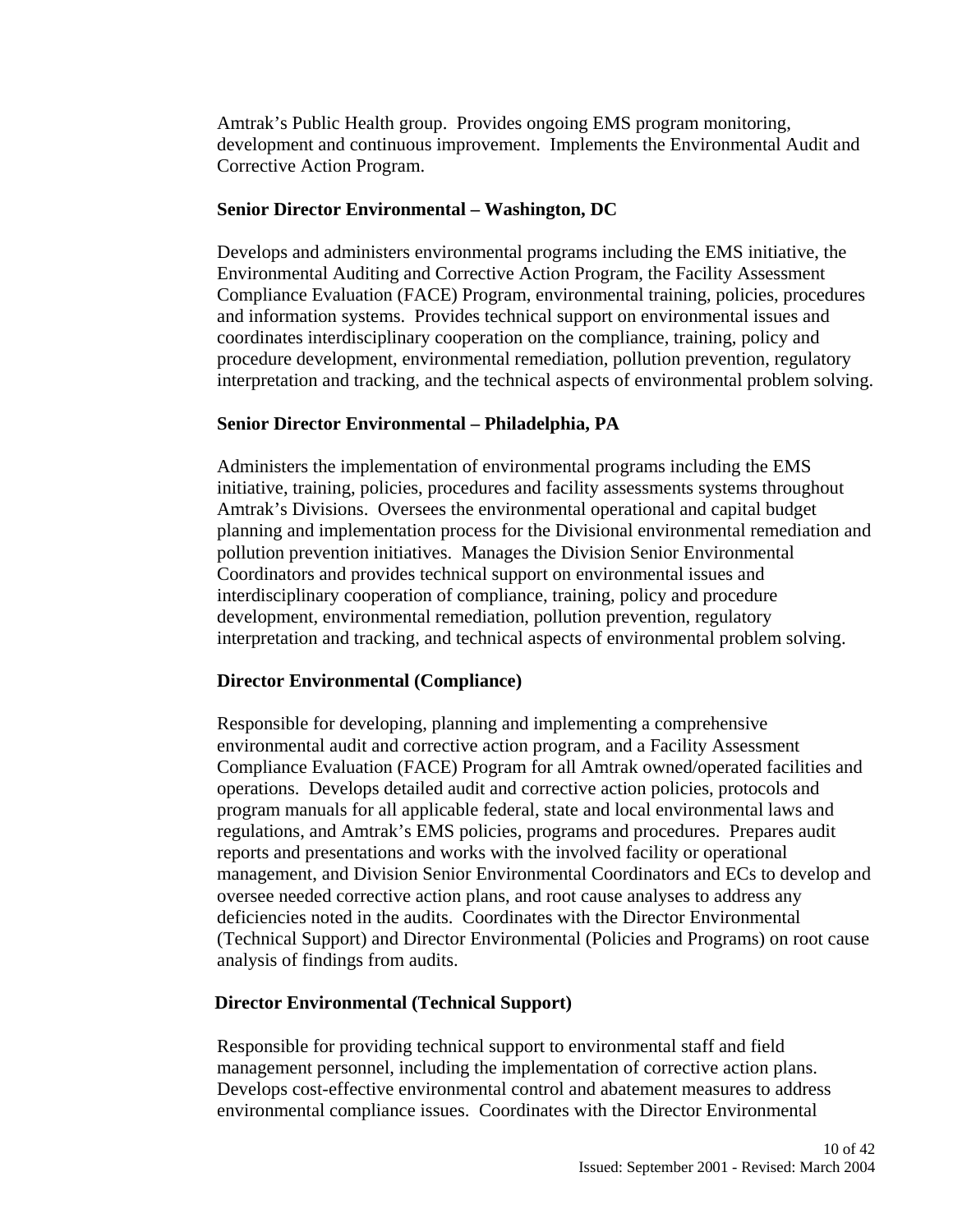Amtrak's Public Health group. Provides ongoing EMS program monitoring, development and continuous improvement. Implements the Environmental Audit and Corrective Action Program.

**Senior Director Environmental – Washington, DC**

Develops and administers environmental programs including the EMS initiative, the Environmental Auditing and Corrective Action Program, the Facility Assessment Compliance Evaluation (FACE) Program, environmental training, policies, procedures and information systems. Provides technical support on environmental issues and coordinates interdisciplinary cooperation on the compliance, training, policy and procedure development, environmental remediation, pollution prevention, regulatory interpretation and tracking, and the technical aspects of environmental problem solving.

**Senior Director Environmental – Philadelphia, PA**

Administers the implementation of environmental programs including the EMS initiative, training, policies, procedures and facility assessments systems throughout Amtrak's Divisions. Oversees the environmental operational and capital budget planning and implementation process for the Divisional environmental remediation and pollution prevention initiatives. Manages the Division Senior Environmental Coordinators and provides technical support on environmental issues and interdisciplinary cooperation of compliance, training, policy and procedure development, environmental remediation, pollution prevention, regulatory interpretation and tracking, and technical aspects of environmental problem solving.

**Director Environmental (Compliance)**

Responsible for developing, planning and implementing a comprehensive environmental audit and corrective action program, and a Facility Assessment Compliance Evaluation (FACE) Program for all Amtrak owned/operated facilities and operations. Develops detailed audit and corrective action policies, protocols and program manuals for all applicable federal, state and local environmental laws and regulations, and Amtrak's EMS policies, programs and procedures. Prepares audit reports and presentations and works with the involved facility or operational management, and Division Senior Environmental Coordinators and ECs to develop and oversee needed corrective action plans, and root cause analyses to address any deficiencies noted in the audits. Coordinates with the Director Environmental (Technical Support) and Director Environmental (Policies and Programs) on root cause analysis of findings from audits.

**Director Environmental (Technical Support)**

Responsible for providing technical support to environmental staff and field management personnel, including the implementation of corrective action plans. Develops cost-effective environmental control and abatement measures to address environmental compliance issues. Coordinates with the Director Environmental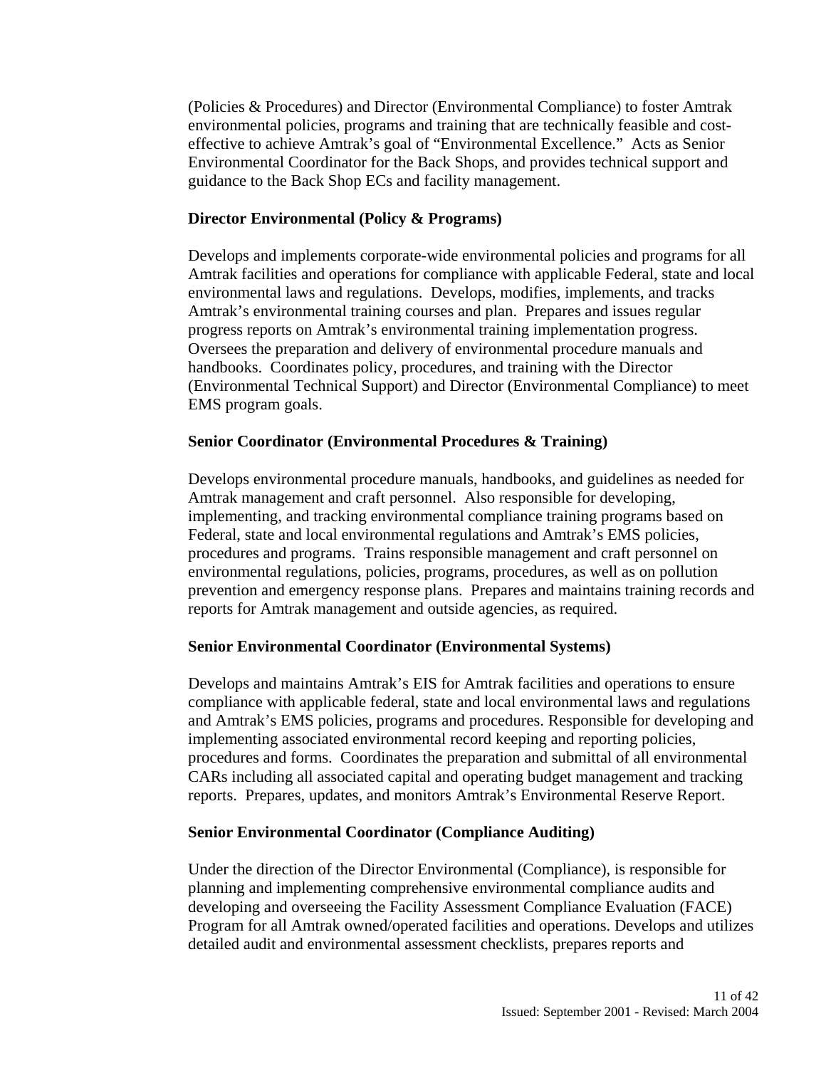(Policies & Procedures) and Director (Environmental Compliance) to foster Amtrak environmental policies, programs and training that are technically feasible and cost-effective to achieve Amtrak's goal of "Environmental Excellence." Acts as Senior Environmental Coordinator for the Back Shops, and provides technical support and guidance to the Back Shop ECs and facility management.

**Director Environmental (Policy & Programs)**

Develops and implements corporate-wide environmental policies and programs for all Amtrak facilities and operations for compliance with applicable Federal, state and local environmental laws and regulations. Develops, modifies, implements, and tracks Amtrak's environmental training courses and plan. Prepares and issues regular progress reports on Amtrak's environmental training implementation progress. Oversees the preparation and delivery of environmental procedure manuals and handbooks. Coordinates policy, procedures, and training with the Director (Environmental Technical Support) and Director (Environmental Compliance) to meet EMS program goals.

**Senior Coordinator (Environmental Procedures & Training)**

Develops environmental procedure manuals, handbooks, and guidelines as needed for Amtrak management and craft personnel. Also responsible for developing, implementing, and tracking environmental compliance training programs based on Federal, state and local environmental regulations and Amtrak's EMS policies, procedures and programs. Trains responsible management and craft personnel on environmental regulations, policies, programs, procedures, as well as on pollution prevention and emergency response plans. Prepares and maintains training records and reports for Amtrak management and outside agencies, as required.

**Senior Environmental Coordinator (Environmental Systems)**

Develops and maintains Amtrak's EIS for Amtrak facilities and operations to ensure compliance with applicable federal, state and local environmental laws and regulations and Amtrak's EMS policies, programs and procedures. Responsible for developing and implementing associated environmental record keeping and reporting policies, procedures and forms. Coordinates the preparation and submittal of all environmental CARs including all associated capital and operating budget management and tracking reports. Prepares, updates, and monitors Amtrak's Environmental Reserve Report.

**Senior Environmental Coordinator (Compliance Auditing)**

Under the direction of the Director Environmental (Compliance), is responsible for planning and implementing comprehensive environmental compliance audits and developing and overseeing the Facility Assessment Compliance Evaluation (FACE) Program for all Amtrak owned/operated facilities and operations. Develops and utilizes detailed audit and environmental assessment checklists, prepares reports and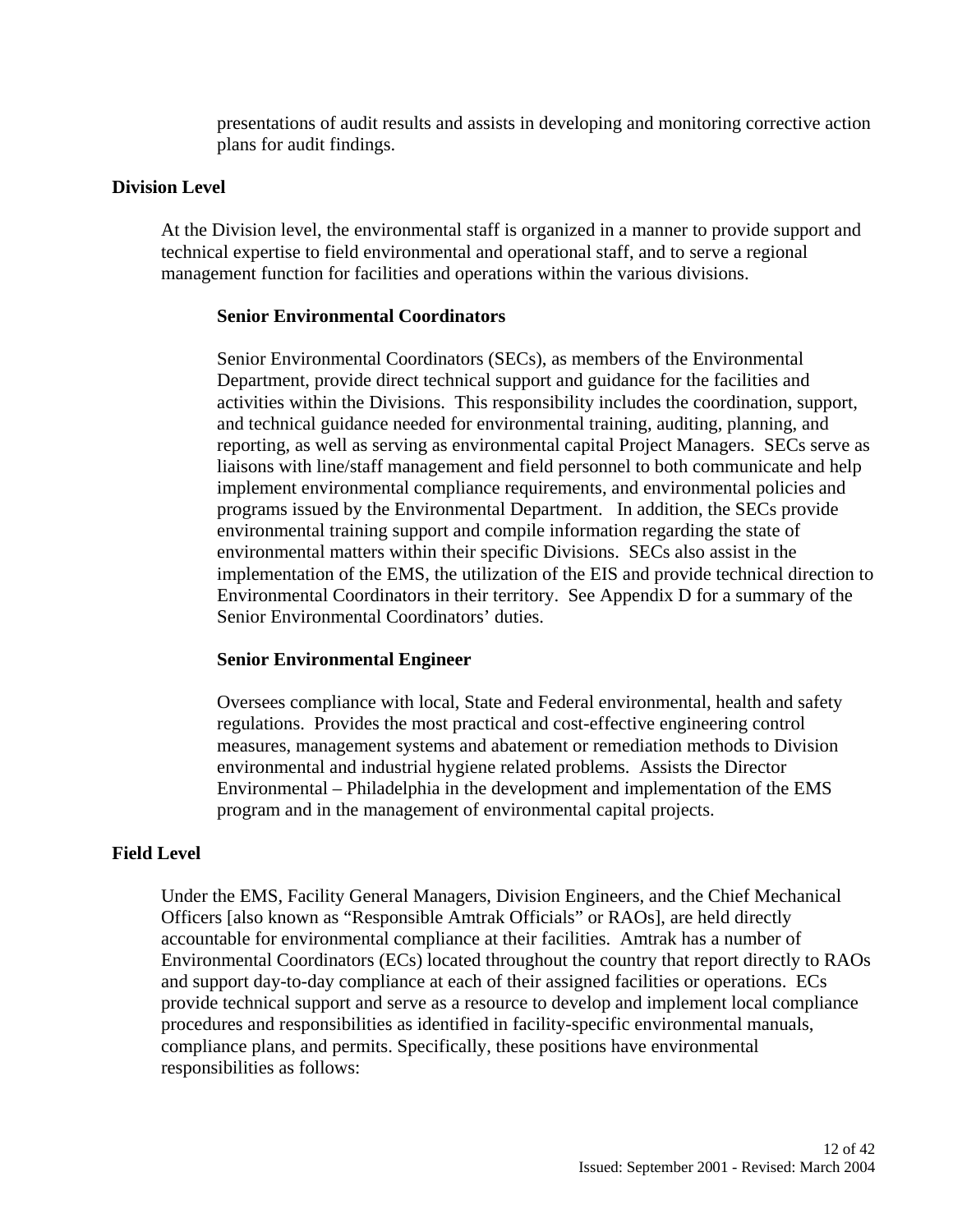presentations of audit results and assists in developing and monitoring corrective action plans for audit findings.

## Division Level

At the Division level, the environmental staff is organized in a manner to provide support and technical expertise to field environmental and operational staff, and to serve a regional management function for facilities and operations within the various divisions.

### Senior Environmental Coordinators

Senior Environmental Coordinators (SECs), as members of the Environmental Department, provide direct technical support and guidance for the facilities and activities within the Divisions. This responsibility includes the coordination, support, and technical guidance needed for environmental training, auditing, planning, and reporting, as well as serving as environmental capital Project Managers. SECs serve as liaisons with line/staff management and field personnel to both communicate and help implement environmental compliance requirements, and environmental policies and programs issued by the Environmental Department. In addition, the SECs provide environmental training support and compile information regarding the state of environmental matters within their specific Divisions. SECs also assist in the implementation of the EMS, the utilization of the EIS and provide technical direction to Environmental Coordinators in their territory. See Appendix D for a summary of the Senior Environmental Coordinators' duties.

### Senior Environmental Engineer

Oversees compliance with local, State and Federal environmental, health and safety regulations. Provides the most practical and cost-effective engineering control measures, management systems and abatement or remediation methods to Division environmental and industrial hygiene related problems. Assists the Director Environmental – Philadelphia in the development and implementation of the EMS program and in the management of environmental capital projects.

## Field Level

Under the EMS, Facility General Managers, Division Engineers, and the Chief Mechanical Officers [also known as "Responsible Amtrak Officials" or RAOs], are held directly accountable for environmental compliance at their facilities. Amtrak has a number of Environmental Coordinators (ECs) located throughout the country that report directly to RAOs and support day-to-day compliance at each of their assigned facilities or operations. ECs provide technical support and serve as a resource to develop and implement local compliance procedures and responsibilities as identified in facility-specific environmental manuals, compliance plans, and permits. Specifically, these positions have environmental responsibilities as follows: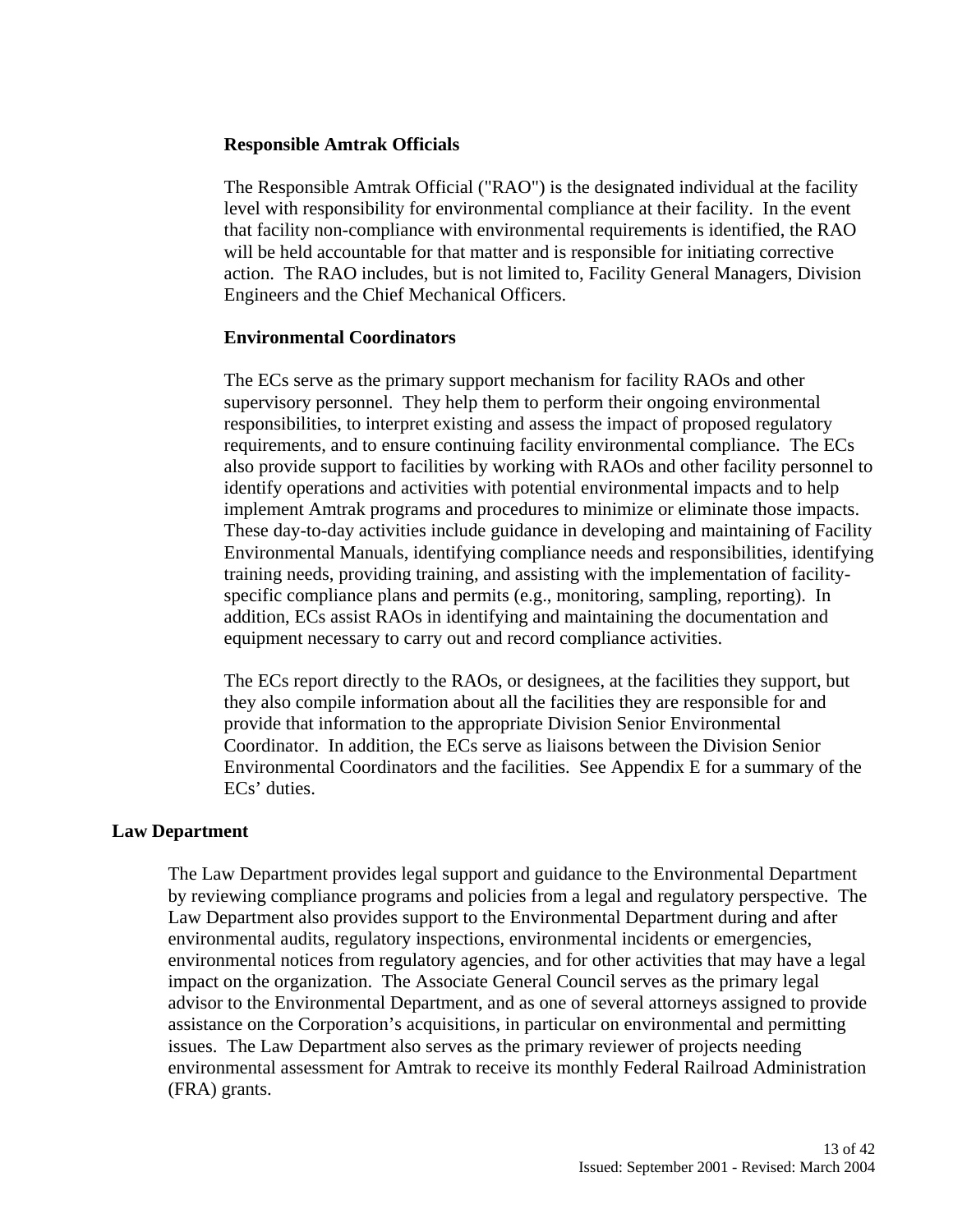### Responsible Amtrak Officials

The Responsible Amtrak Official ("RAO") is the designated individual at the facility level with responsibility for environmental compliance at their facility. In the event that facility non-compliance with environmental requirements is identified, the RAO will be held accountable for that matter and is responsible for initiating corrective action. The RAO includes, but is not limited to, Facility General Managers, Division Engineers and the Chief Mechanical Officers.

### Environmental Coordinators

The ECs serve as the primary support mechanism for facility RAOs and other supervisory personnel. They help them to perform their ongoing environmental responsibilities, to interpret existing and assess the impact of proposed regulatory requirements, and to ensure continuing facility environmental compliance. The ECs also provide support to facilities by working with RAOs and other facility personnel to identify operations and activities with potential environmental impacts and to help implement Amtrak programs and procedures to minimize or eliminate those impacts. These day-to-day activities include guidance in developing and maintaining of Facility Environmental Manuals, identifying compliance needs and responsibilities, identifying training needs, providing training, and assisting with the implementation of facility-specific compliance plans and permits (e.g., monitoring, sampling, reporting). In addition, ECs assist RAOs in identifying and maintaining the documentation and equipment necessary to carry out and record compliance activities.

The ECs report directly to the RAOs, or designees, at the facilities they support, but they also compile information about all the facilities they are responsible for and provide that information to the appropriate Division Senior Environmental Coordinator. In addition, the ECs serve as liaisons between the Division Senior Environmental Coordinators and the facilities. See Appendix E for a summary of the ECs' duties.

## Law Department

The Law Department provides legal support and guidance to the Environmental Department by reviewing compliance programs and policies from a legal and regulatory perspective. The Law Department also provides support to the Environmental Department during and after environmental audits, regulatory inspections, environmental incidents or emergencies, environmental notices from regulatory agencies, and for other activities that may have a legal impact on the organization. The Associate General Council serves as the primary legal advisor to the Environmental Department, and as one of several attorneys assigned to provide assistance on the Corporation's acquisitions, in particular on environmental and permitting issues. The Law Department also serves as the primary reviewer of projects needing environmental assessment for Amtrak to receive its monthly Federal Railroad Administration (FRA) grants.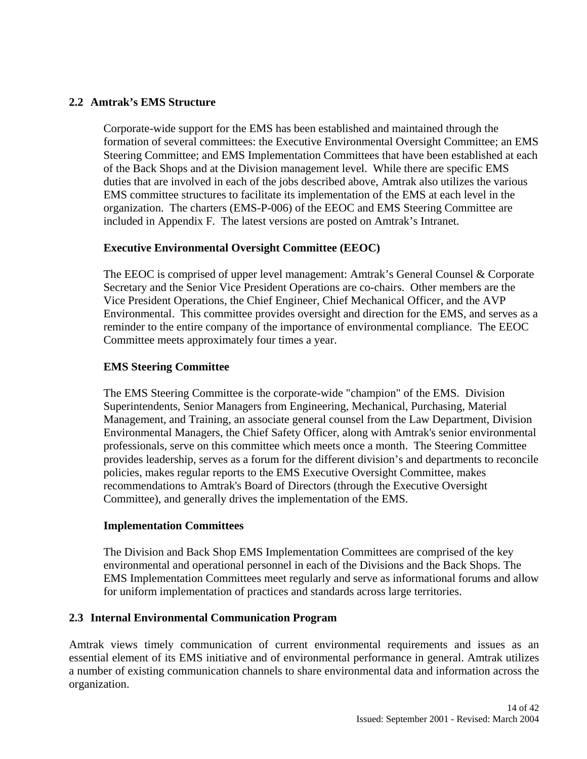## 2.2 Amtrak's EMS Structure

Corporate-wide support for the EMS has been established and maintained through the formation of several committees: the Executive Environmental Oversight Committee; an EMS Steering Committee; and EMS Implementation Committees that have been established at each of the Back Shops and at the Division management level. While there are specific EMS duties that are involved in each of the jobs described above, Amtrak also utilizes the various EMS committee structures to facilitate its implementation of the EMS at each level in the organization. The charters (EMS-P-006) of the EEOC and EMS Steering Committee are included in Appendix F. The latest versions are posted on Amtrak's Intranet.

### Executive Environmental Oversight Committee (EEOC)

The EEOC is comprised of upper level management: Amtrak's General Counsel & Corporate Secretary and the Senior Vice President Operations are co-chairs. Other members are the Vice President Operations, the Chief Engineer, Chief Mechanical Officer, and the AVP Environmental. This committee provides oversight and direction for the EMS, and serves as a reminder to the entire company of the importance of environmental compliance. The EEOC Committee meets approximately four times a year.

### EMS Steering Committee

The EMS Steering Committee is the corporate-wide "champion" of the EMS. Division Superintendents, Senior Managers from Engineering, Mechanical, Purchasing, Material Management, and Training, an associate general counsel from the Law Department, Division Environmental Managers, the Chief Safety Officer, along with Amtrak's senior environmental professionals, serve on this committee which meets once a month. The Steering Committee provides leadership, serves as a forum for the different division's and departments to reconcile policies, makes regular reports to the EMS Executive Oversight Committee, makes recommendations to Amtrak's Board of Directors (through the Executive Oversight Committee), and generally drives the implementation of the EMS.

### Implementation Committees

The Division and Back Shop EMS Implementation Committees are comprised of the key environmental and operational personnel in each of the Divisions and the Back Shops. The EMS Implementation Committees meet regularly and serve as informational forums and allow for uniform implementation of practices and standards across large territories.

## 2.3 Internal Environmental Communication Program

Amtrak views timely communication of current environmental requirements and issues as an essential element of its EMS initiative and of environmental performance in general. Amtrak utilizes a number of existing communication channels to share environmental data and information across the organization.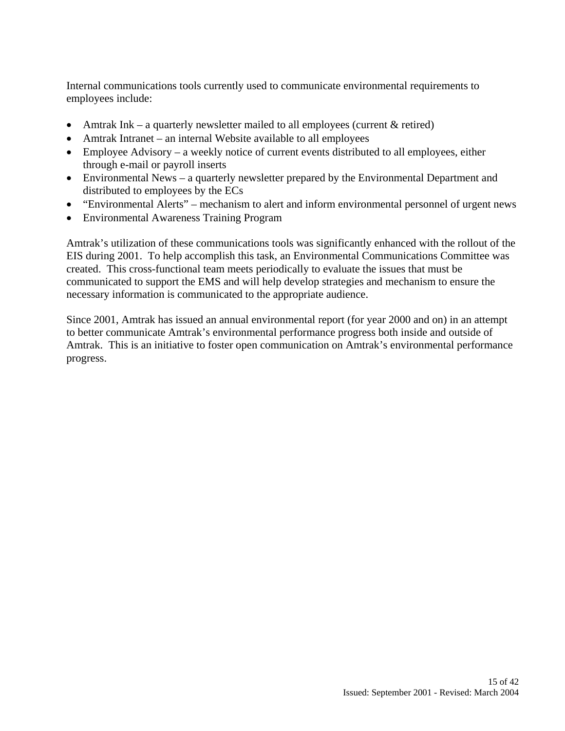Internal communications tools currently used to communicate environmental requirements to employees include:

- Amtrak Ink – a quarterly newsletter mailed to all employees (current & retired)
- Amtrak Intranet – an internal Website available to all employees
- Employee Advisory – a weekly notice of current events distributed to all employees, either through e-mail or payroll inserts
- Environmental News – a quarterly newsletter prepared by the Environmental Department and distributed to employees by the ECs
- "Environmental Alerts" – mechanism to alert and inform environmental personnel of urgent news
- Environmental Awareness Training Program

Amtrak's utilization of these communications tools was significantly enhanced with the rollout of the EIS during 2001. To help accomplish this task, an Environmental Communications Committee was created. This cross-functional team meets periodically to evaluate the issues that must be communicated to support the EMS and will help develop strategies and mechanism to ensure the necessary information is communicated to the appropriate audience.

Since 2001, Amtrak has issued an annual environmental report (for year 2000 and on) in an attempt to better communicate Amtrak's environmental performance progress both inside and outside of Amtrak. This is an initiative to foster open communication on Amtrak's environmental performance progress.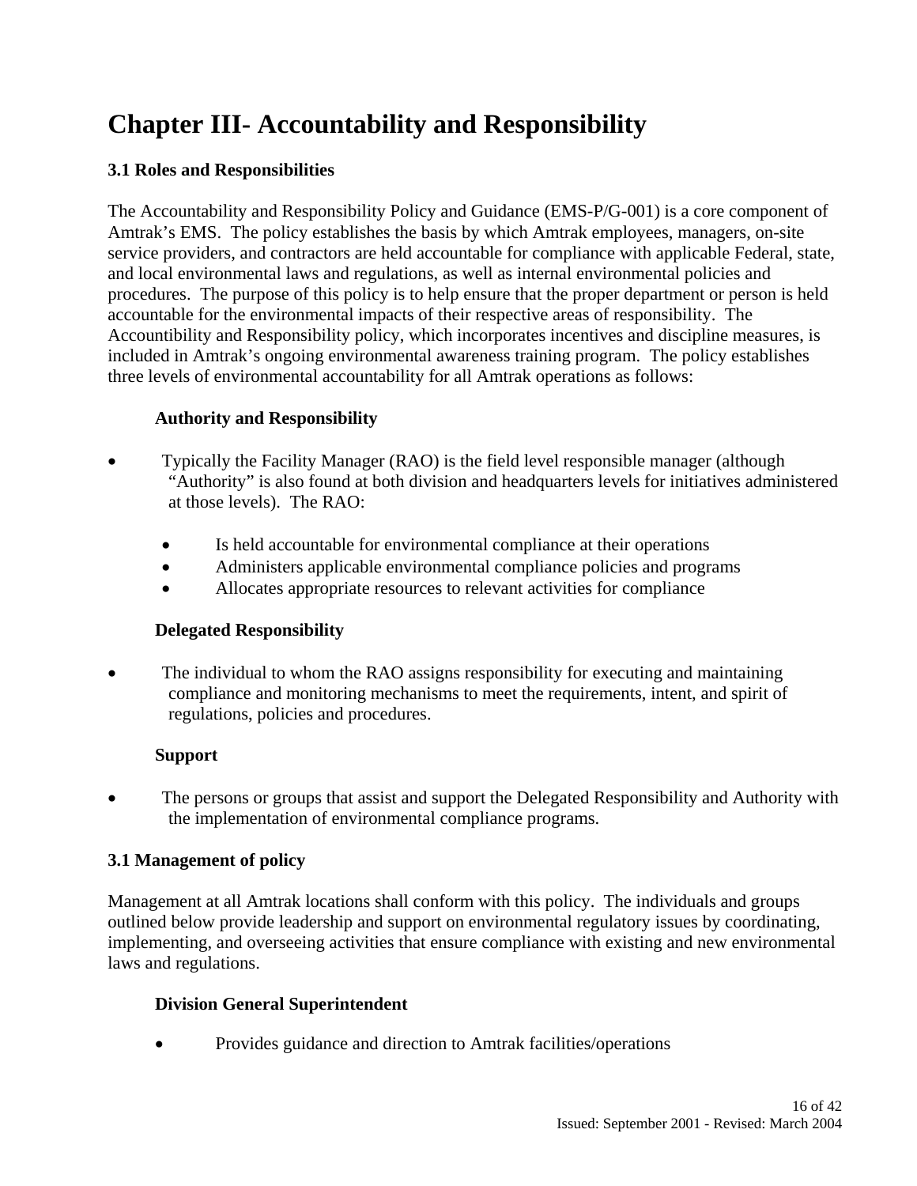# Chapter III- Accountability and Responsibility

### 3.1 Roles and Responsibilities

The Accountability and Responsibility Policy and Guidance (EMS-P/G-001) is a core component of Amtrak's EMS. The policy establishes the basis by which Amtrak employees, managers, on-site service providers, and contractors are held accountable for compliance with applicable Federal, state, and local environmental laws and regulations, as well as internal environmental policies and procedures. The purpose of this policy is to help ensure that the proper department or person is held accountable for the environmental impacts of their respective areas of responsibility. The Accountibility and Responsibility policy, which incorporates incentives and discipline measures, is included in Amtrak's ongoing environmental awareness training program. The policy establishes three levels of environmental accountability for all Amtrak operations as follows:

**Authority and Responsibility**

- Typically the Facility Manager (RAO) is the field level responsible manager (although "Authority" is also found at both division and headquarters levels for initiatives administered at those levels). The RAO:
  - Is held accountable for environmental compliance at their operations
  - Administers applicable environmental compliance policies and programs
  - Allocates appropriate resources to relevant activities for compliance

**Delegated Responsibility**

- The individual to whom the RAO assigns responsibility for executing and maintaining compliance and monitoring mechanisms to meet the requirements, intent, and spirit of regulations, policies and procedures.

**Support**

- The persons or groups that assist and support the Delegated Responsibility and Authority with the implementation of environmental compliance programs.

### 3.1 Management of policy

Management at all Amtrak locations shall conform with this policy. The individuals and groups outlined below provide leadership and support on environmental regulatory issues by coordinating, implementing, and overseeing activities that ensure compliance with existing and new environmental laws and regulations.

**Division General Superintendent**

- Provides guidance and direction to Amtrak facilities/operations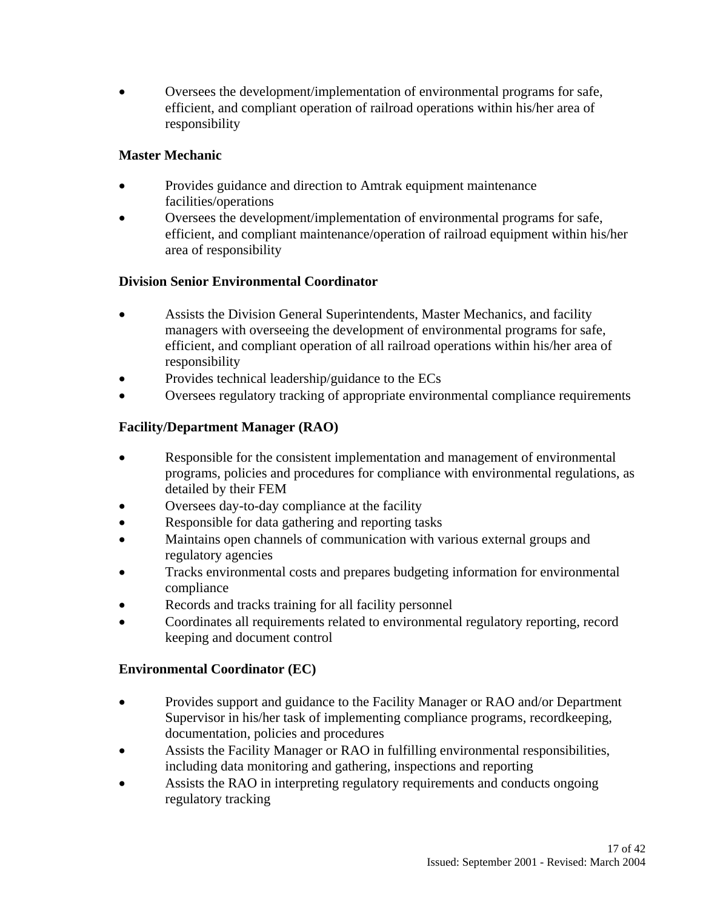- Oversees the development/implementation of environmental programs for safe, efficient, and compliant operation of railroad operations within his/her area of responsibility

**Master Mechanic**

- Provides guidance and direction to Amtrak equipment maintenance facilities/operations
- Oversees the development/implementation of environmental programs for safe, efficient, and compliant maintenance/operation of railroad equipment within his/her area of responsibility

**Division Senior Environmental Coordinator**

- Assists the Division General Superintendents, Master Mechanics, and facility managers with overseeing the development of environmental programs for safe, efficient, and compliant operation of all railroad operations within his/her area of responsibility
- Provides technical leadership/guidance to the ECs
- Oversees regulatory tracking of appropriate environmental compliance requirements

**Facility/Department Manager (RAO)**

- Responsible for the consistent implementation and management of environmental programs, policies and procedures for compliance with environmental regulations, as detailed by their FEM
- Oversees day-to-day compliance at the facility
- Responsible for data gathering and reporting tasks
- Maintains open channels of communication with various external groups and regulatory agencies
- Tracks environmental costs and prepares budgeting information for environmental compliance
- Records and tracks training for all facility personnel
- Coordinates all requirements related to environmental regulatory reporting, record keeping and document control

**Environmental Coordinator (EC)**

- Provides support and guidance to the Facility Manager or RAO and/or Department Supervisor in his/her task of implementing compliance programs, recordkeeping, documentation, policies and procedures
- Assists the Facility Manager or RAO in fulfilling environmental responsibilities, including data monitoring and gathering, inspections and reporting
- Assists the RAO in interpreting regulatory requirements and conducts ongoing regulatory tracking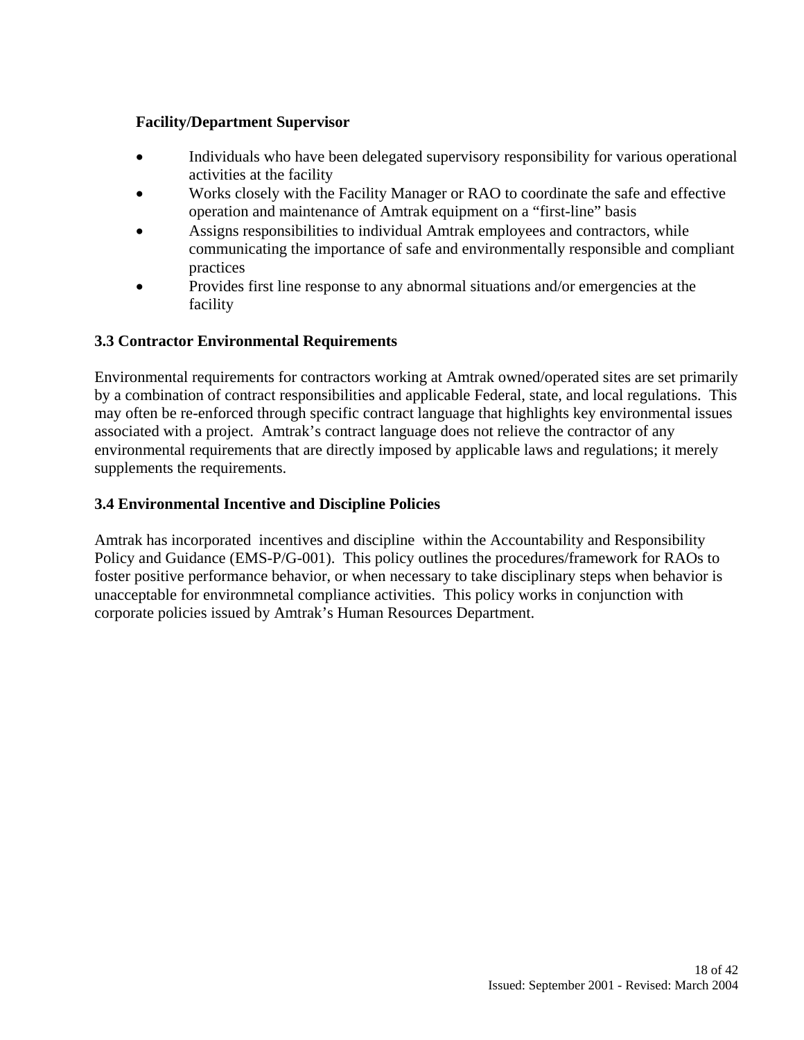**Facility/Department Supervisor**

- Individuals who have been delegated supervisory responsibility for various operational activities at the facility
- Works closely with the Facility Manager or RAO to coordinate the safe and effective operation and maintenance of Amtrak equipment on a "first-line" basis
- Assigns responsibilities to individual Amtrak employees and contractors, while communicating the importance of safe and environmentally responsible and compliant practices
- Provides first line response to any abnormal situations and/or emergencies at the facility

### 3.3 Contractor Environmental Requirements

Environmental requirements for contractors working at Amtrak owned/operated sites are set primarily by a combination of contract responsibilities and applicable Federal, state, and local regulations. This may often be re-enforced through specific contract language that highlights key environmental issues associated with a project. Amtrak's contract language does not relieve the contractor of any environmental requirements that are directly imposed by applicable laws and regulations; it merely supplements the requirements.

### 3.4 Environmental Incentive and Discipline Policies

Amtrak has incorporated incentives and discipline within the Accountability and Responsibility Policy and Guidance (EMS-P/G-001). This policy outlines the procedures/framework for RAOs to foster positive performance behavior, or when necessary to take disciplinary steps when behavior is unacceptable for environmnetal compliance activities. This policy works in conjunction with corporate policies issued by Amtrak's Human Resources Department.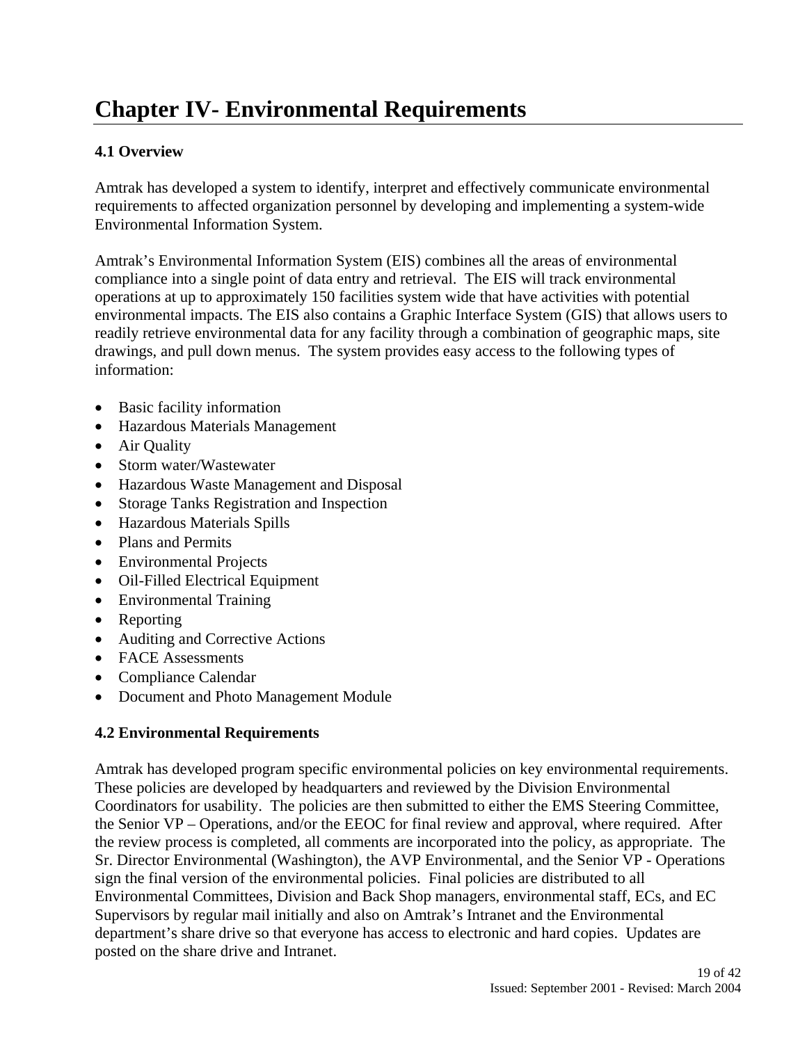# Chapter IV- Environmental Requirements

### 4.1 Overview

Amtrak has developed a system to identify, interpret and effectively communicate environmental requirements to affected organization personnel by developing and implementing a system-wide Environmental Information System.

Amtrak's Environmental Information System (EIS) combines all the areas of environmental compliance into a single point of data entry and retrieval. The EIS will track environmental operations at up to approximately 150 facilities system wide that have activities with potential environmental impacts. The EIS also contains a Graphic Interface System (GIS) that allows users to readily retrieve environmental data for any facility through a combination of geographic maps, site drawings, and pull down menus. The system provides easy access to the following types of information:

- Basic facility information
- Hazardous Materials Management
- Air Quality
- Storm water/Wastewater
- Hazardous Waste Management and Disposal
- Storage Tanks Registration and Inspection
- Hazardous Materials Spills
- Plans and Permits
- Environmental Projects
- Oil-Filled Electrical Equipment
- Environmental Training
- Reporting
- Auditing and Corrective Actions
- FACE Assessments
- Compliance Calendar
- Document and Photo Management Module

### 4.2 Environmental Requirements

Amtrak has developed program specific environmental policies on key environmental requirements. These policies are developed by headquarters and reviewed by the Division Environmental Coordinators for usability. The policies are then submitted to either the EMS Steering Committee, the Senior VP – Operations, and/or the EEOC for final review and approval, where required. After the review process is completed, all comments are incorporated into the policy, as appropriate. The Sr. Director Environmental (Washington), the AVP Environmental, and the Senior VP - Operations sign the final version of the environmental policies. Final policies are distributed to all Environmental Committees, Division and Back Shop managers, environmental staff, ECs, and EC Supervisors by regular mail initially and also on Amtrak's Intranet and the Environmental department's share drive so that everyone has access to electronic and hard copies. Updates are posted on the share drive and Intranet.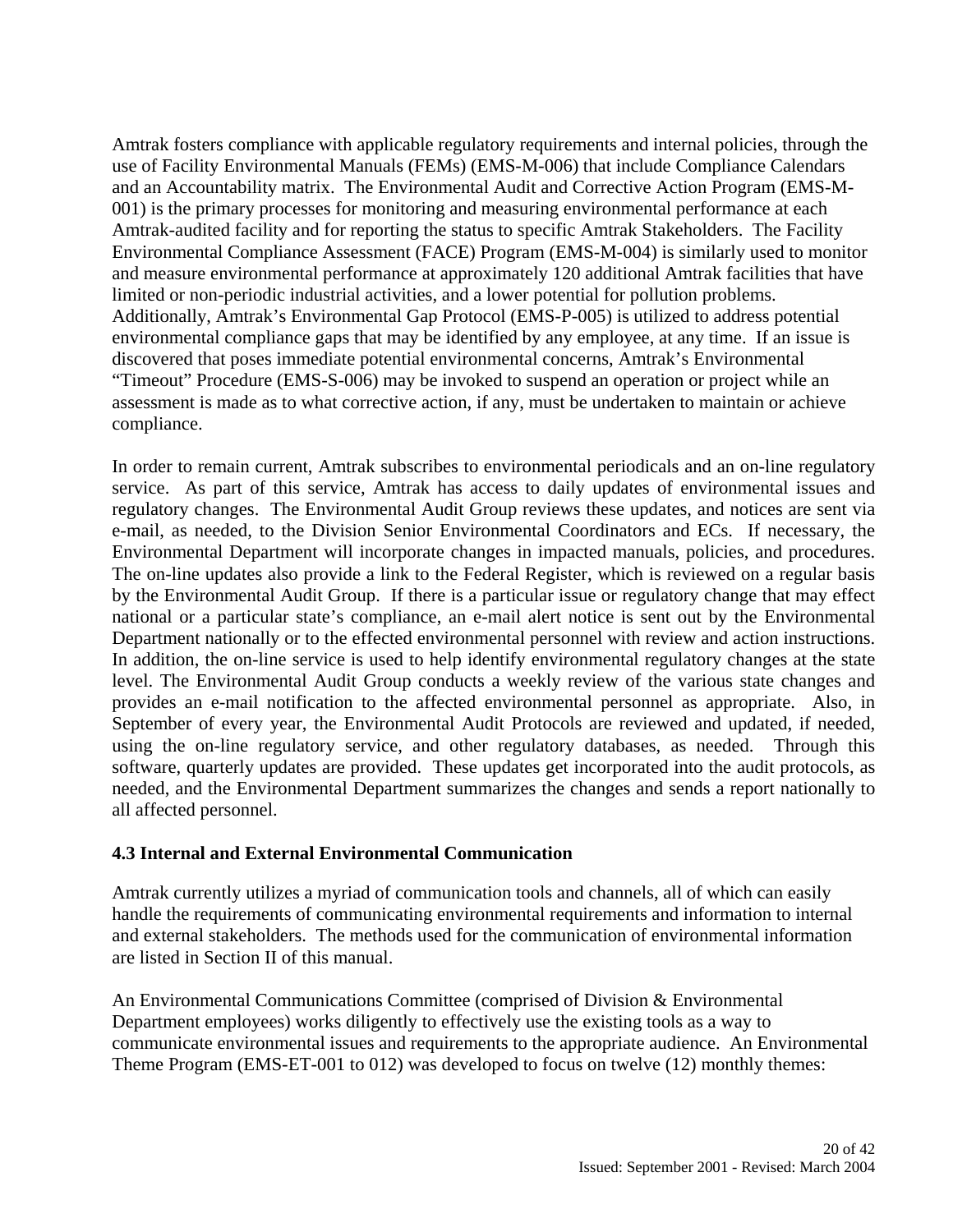Amtrak fosters compliance with applicable regulatory requirements and internal policies, through the use of Facility Environmental Manuals (FEMs) (EMS-M-006) that include Compliance Calendars and an Accountability matrix. The Environmental Audit and Corrective Action Program (EMS-M-001) is the primary processes for monitoring and measuring environmental performance at each Amtrak-audited facility and for reporting the status to specific Amtrak Stakeholders. The Facility Environmental Compliance Assessment (FACE) Program (EMS-M-004) is similarly used to monitor and measure environmental performance at approximately 120 additional Amtrak facilities that have limited or non-periodic industrial activities, and a lower potential for pollution problems. Additionally, Amtrak's Environmental Gap Protocol (EMS-P-005) is utilized to address potential environmental compliance gaps that may be identified by any employee, at any time. If an issue is discovered that poses immediate potential environmental concerns, Amtrak's Environmental "Timeout" Procedure (EMS-S-006) may be invoked to suspend an operation or project while an assessment is made as to what corrective action, if any, must be undertaken to maintain or achieve compliance.

In order to remain current, Amtrak subscribes to environmental periodicals and an on-line regulatory service. As part of this service, Amtrak has access to daily updates of environmental issues and regulatory changes. The Environmental Audit Group reviews these updates, and notices are sent via e-mail, as needed, to the Division Senior Environmental Coordinators and ECs. If necessary, the Environmental Department will incorporate changes in impacted manuals, policies, and procedures. The on-line updates also provide a link to the Federal Register, which is reviewed on a regular basis by the Environmental Audit Group. If there is a particular issue or regulatory change that may effect national or a particular state's compliance, an e-mail alert notice is sent out by the Environmental Department nationally or to the effected environmental personnel with review and action instructions. In addition, the on-line service is used to help identify environmental regulatory changes at the state level. The Environmental Audit Group conducts a weekly review of the various state changes and provides an e-mail notification to the affected environmental personnel as appropriate. Also, in September of every year, the Environmental Audit Protocols are reviewed and updated, if needed, using the on-line regulatory service, and other regulatory databases, as needed. Through this software, quarterly updates are provided. These updates get incorporated into the audit protocols, as needed, and the Environmental Department summarizes the changes and sends a report nationally to all affected personnel.

### 4.3 Internal and External Environmental Communication

Amtrak currently utilizes a myriad of communication tools and channels, all of which can easily handle the requirements of communicating environmental requirements and information to internal and external stakeholders. The methods used for the communication of environmental information are listed in Section II of this manual.

An Environmental Communications Committee (comprised of Division & Environmental Department employees) works diligently to effectively use the existing tools as a way to communicate environmental issues and requirements to the appropriate audience. An Environmental Theme Program (EMS-ET-001 to 012) was developed to focus on twelve (12) monthly themes: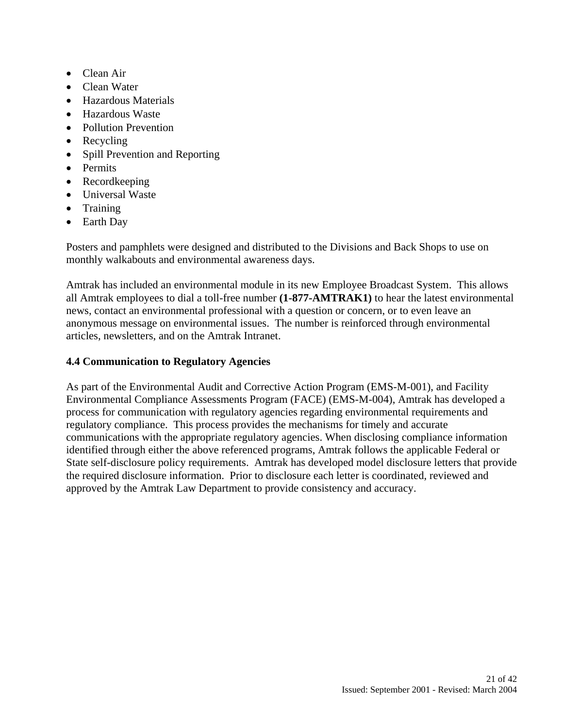- Clean Air
- Clean Water
- Hazardous Materials
- Hazardous Waste
- Pollution Prevention
- Recycling
- Spill Prevention and Reporting
- Permits
- Recordkeeping
- Universal Waste
- Training
- Earth Day

Posters and pamphlets were designed and distributed to the Divisions and Back Shops to use on monthly walkabouts and environmental awareness days.

Amtrak has included an environmental module in its new Employee Broadcast System. This allows all Amtrak employees to dial a toll-free number **(1-877-AMTRAK1)** to hear the latest environmental news, contact an environmental professional with a question or concern, or to even leave an anonymous message on environmental issues. The number is reinforced through environmental articles, newsletters, and on the Amtrak Intranet.

### 4.4 Communication to Regulatory Agencies

As part of the Environmental Audit and Corrective Action Program (EMS-M-001), and Facility Environmental Compliance Assessments Program (FACE) (EMS-M-004), Amtrak has developed a process for communication with regulatory agencies regarding environmental requirements and regulatory compliance. This process provides the mechanisms for timely and accurate communications with the appropriate regulatory agencies. When disclosing compliance information identified through either the above referenced programs, Amtrak follows the applicable Federal or State self-disclosure policy requirements. Amtrak has developed model disclosure letters that provide the required disclosure information. Prior to disclosure each letter is coordinated, reviewed and approved by the Amtrak Law Department to provide consistency and accuracy.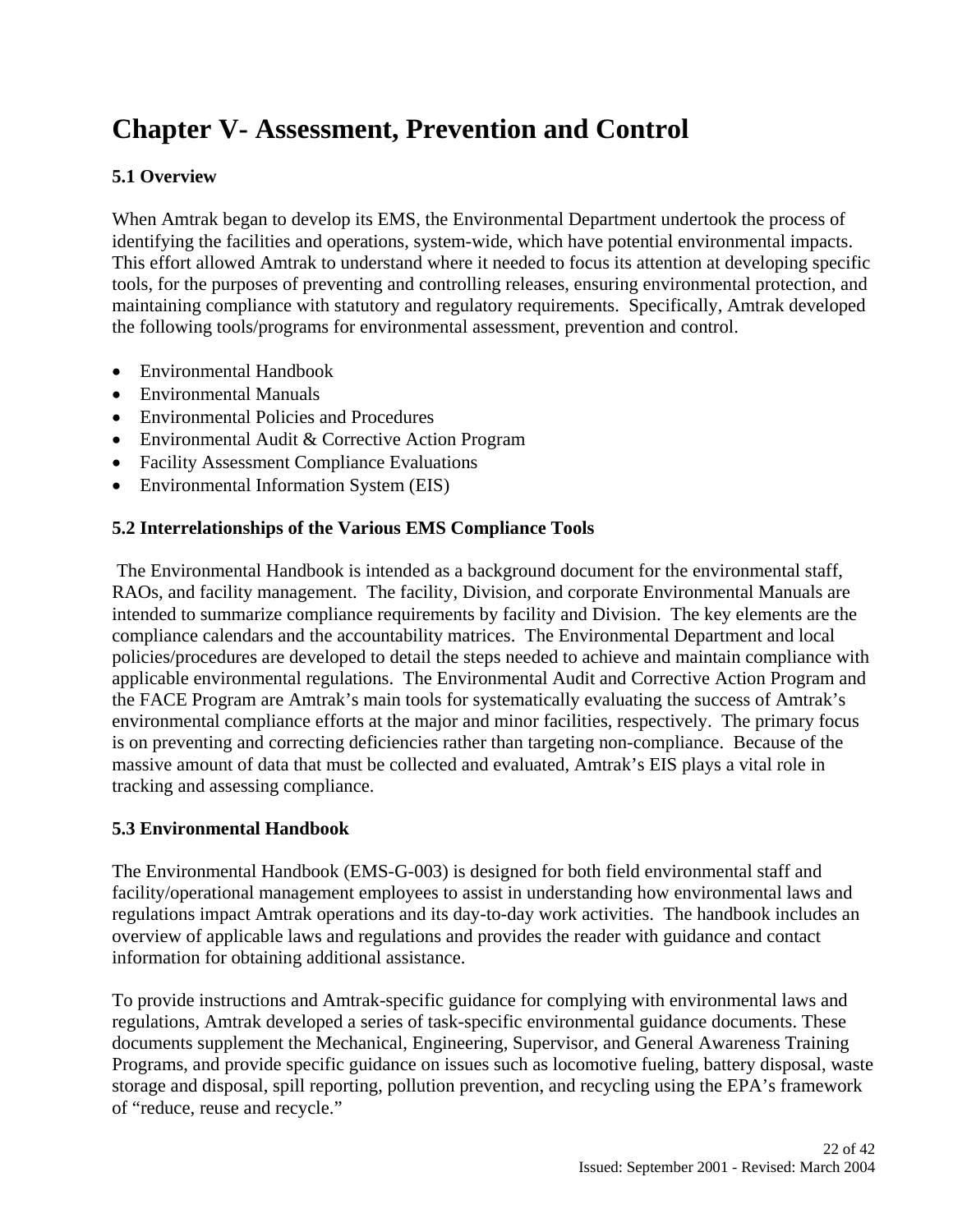# Chapter V- Assessment, Prevention and Control

### 5.1 Overview

When Amtrak began to develop its EMS, the Environmental Department undertook the process of identifying the facilities and operations, system-wide, which have potential environmental impacts. This effort allowed Amtrak to understand where it needed to focus its attention at developing specific tools, for the purposes of preventing and controlling releases, ensuring environmental protection, and maintaining compliance with statutory and regulatory requirements. Specifically, Amtrak developed the following tools/programs for environmental assessment, prevention and control.

- Environmental Handbook
- Environmental Manuals
- Environmental Policies and Procedures
- Environmental Audit & Corrective Action Program
- Facility Assessment Compliance Evaluations
- Environmental Information System (EIS)

### 5.2 Interrelationships of the Various EMS Compliance Tools

The Environmental Handbook is intended as a background document for the environmental staff, RAOs, and facility management. The facility, Division, and corporate Environmental Manuals are intended to summarize compliance requirements by facility and Division. The key elements are the compliance calendars and the accountability matrices. The Environmental Department and local policies/procedures are developed to detail the steps needed to achieve and maintain compliance with applicable environmental regulations. The Environmental Audit and Corrective Action Program and the FACE Program are Amtrak's main tools for systematically evaluating the success of Amtrak's environmental compliance efforts at the major and minor facilities, respectively. The primary focus is on preventing and correcting deficiencies rather than targeting non-compliance. Because of the massive amount of data that must be collected and evaluated, Amtrak's EIS plays a vital role in tracking and assessing compliance.

### 5.3 Environmental Handbook

The Environmental Handbook (EMS-G-003) is designed for both field environmental staff and facility/operational management employees to assist in understanding how environmental laws and regulations impact Amtrak operations and its day-to-day work activities. The handbook includes an overview of applicable laws and regulations and provides the reader with guidance and contact information for obtaining additional assistance.

To provide instructions and Amtrak-specific guidance for complying with environmental laws and regulations, Amtrak developed a series of task-specific environmental guidance documents. These documents supplement the Mechanical, Engineering, Supervisor, and General Awareness Training Programs, and provide specific guidance on issues such as locomotive fueling, battery disposal, waste storage and disposal, spill reporting, pollution prevention, and recycling using the EPA's framework of "reduce, reuse and recycle."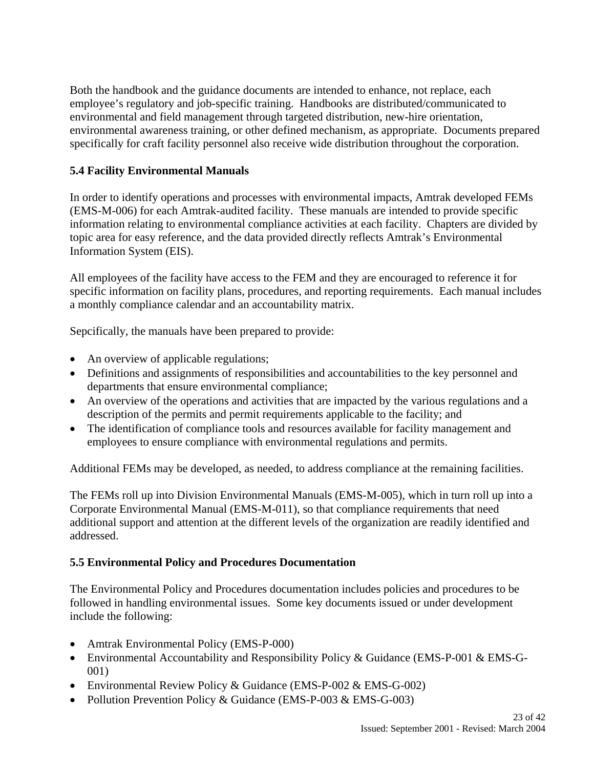Both the handbook and the guidance documents are intended to enhance, not replace, each employee's regulatory and job-specific training. Handbooks are distributed/communicated to environmental and field management through targeted distribution, new-hire orientation, environmental awareness training, or other defined mechanism, as appropriate. Documents prepared specifically for craft facility personnel also receive wide distribution throughout the corporation.

### 5.4 Facility Environmental Manuals

In order to identify operations and processes with environmental impacts, Amtrak developed FEMs (EMS-M-006) for each Amtrak-audited facility. These manuals are intended to provide specific information relating to environmental compliance activities at each facility. Chapters are divided by topic area for easy reference, and the data provided directly reflects Amtrak's Environmental Information System (EIS).

All employees of the facility have access to the FEM and they are encouraged to reference it for specific information on facility plans, procedures, and reporting requirements. Each manual includes a monthly compliance calendar and an accountability matrix.

Sepcifically, the manuals have been prepared to provide:

- An overview of applicable regulations;
- Definitions and assignments of responsibilities and accountabilities to the key personnel and departments that ensure environmental compliance;
- An overview of the operations and activities that are impacted by the various regulations and a description of the permits and permit requirements applicable to the facility; and
- The identification of compliance tools and resources available for facility management and employees to ensure compliance with environmental regulations and permits.

Additional FEMs may be developed, as needed, to address compliance at the remaining facilities.

The FEMs roll up into Division Environmental Manuals (EMS-M-005), which in turn roll up into a Corporate Environmental Manual (EMS-M-011), so that compliance requirements that need additional support and attention at the different levels of the organization are readily identified and addressed.

### 5.5 Environmental Policy and Procedures Documentation

The Environmental Policy and Procedures documentation includes policies and procedures to be followed in handling environmental issues. Some key documents issued or under development include the following:

- Amtrak Environmental Policy (EMS-P-000)
- Environmental Accountability and Responsibility Policy & Guidance (EMS-P-001 & EMS-G-001)
- Environmental Review Policy & Guidance (EMS-P-002 & EMS-G-002)
- Pollution Prevention Policy & Guidance (EMS-P-003 & EMS-G-003)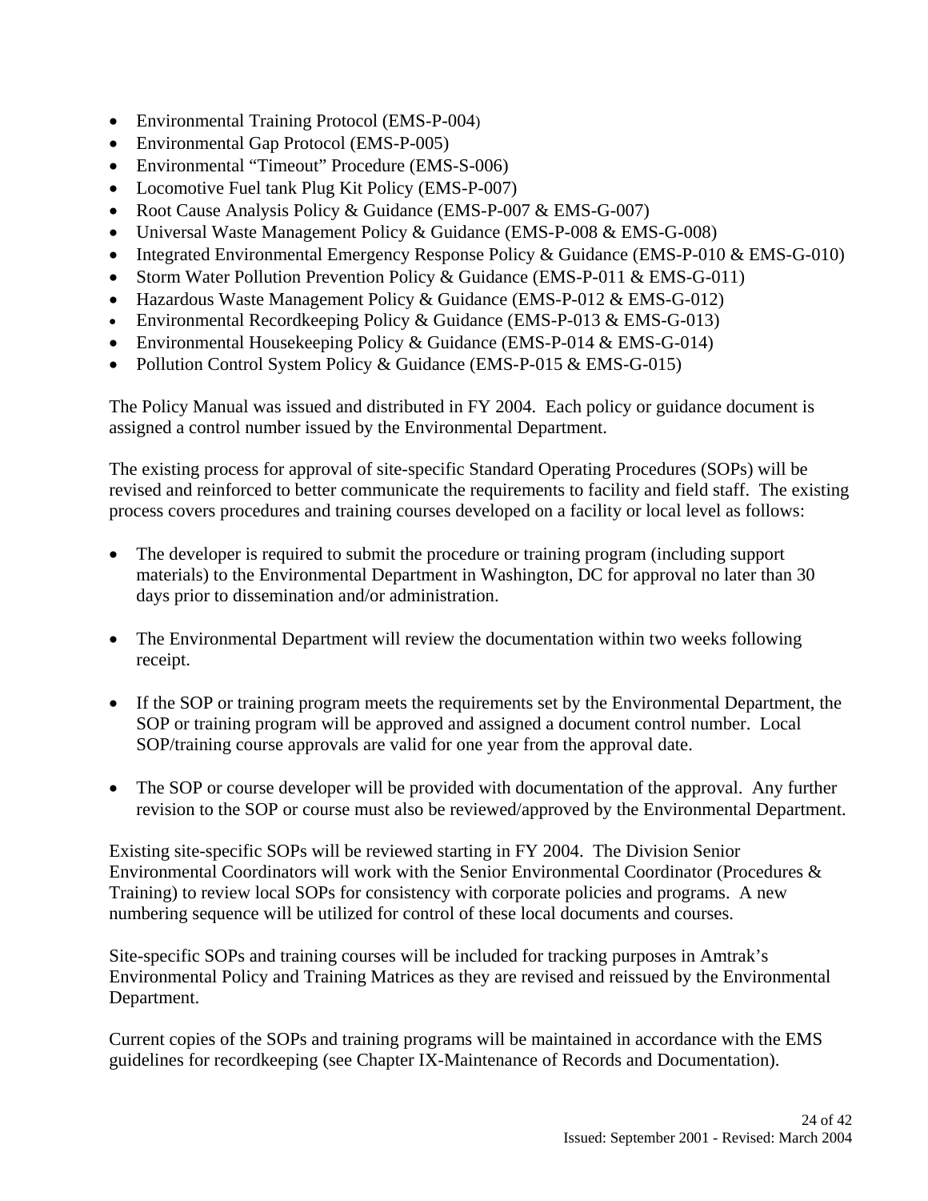- Environmental Training Protocol (EMS-P-004)
- Environmental Gap Protocol (EMS-P-005)
- Environmental "Timeout" Procedure (EMS-S-006)
- Locomotive Fuel tank Plug Kit Policy (EMS-P-007)
- Root Cause Analysis Policy & Guidance (EMS-P-007 & EMS-G-007)
- Universal Waste Management Policy & Guidance (EMS-P-008 & EMS-G-008)
- Integrated Environmental Emergency Response Policy & Guidance (EMS-P-010 & EMS-G-010)
- Storm Water Pollution Prevention Policy & Guidance (EMS-P-011 & EMS-G-011)
- Hazardous Waste Management Policy & Guidance (EMS-P-012 & EMS-G-012)
- Environmental Recordkeeping Policy & Guidance (EMS-P-013 & EMS-G-013)
- Environmental Housekeeping Policy & Guidance (EMS-P-014 & EMS-G-014)
- Pollution Control System Policy & Guidance (EMS-P-015 & EMS-G-015)

The Policy Manual was issued and distributed in FY 2004. Each policy or guidance document is assigned a control number issued by the Environmental Department.

The existing process for approval of site-specific Standard Operating Procedures (SOPs) will be revised and reinforced to better communicate the requirements to facility and field staff. The existing process covers procedures and training courses developed on a facility or local level as follows:

- The developer is required to submit the procedure or training program (including support materials) to the Environmental Department in Washington, DC for approval no later than 30 days prior to dissemination and/or administration.

- The Environmental Department will review the documentation within two weeks following receipt.

- If the SOP or training program meets the requirements set by the Environmental Department, the SOP or training program will be approved and assigned a document control number. Local SOP/training course approvals are valid for one year from the approval date.

- The SOP or course developer will be provided with documentation of the approval. Any further revision to the SOP or course must also be reviewed/approved by the Environmental Department.

Existing site-specific SOPs will be reviewed starting in FY 2004. The Division Senior Environmental Coordinators will work with the Senior Environmental Coordinator (Procedures & Training) to review local SOPs for consistency with corporate policies and programs. A new numbering sequence will be utilized for control of these local documents and courses.

Site-specific SOPs and training courses will be included for tracking purposes in Amtrak's Environmental Policy and Training Matrices as they are revised and reissued by the Environmental Department.

Current copies of the SOPs and training programs will be maintained in accordance with the EMS guidelines for recordkeeping (see Chapter IX-Maintenance of Records and Documentation).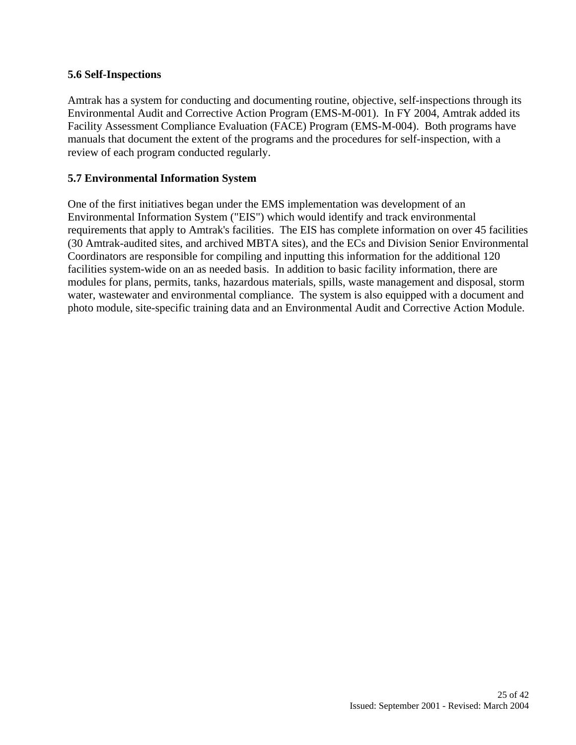### 5.6 Self-Inspections

Amtrak has a system for conducting and documenting routine, objective, self-inspections through its Environmental Audit and Corrective Action Program (EMS-M-001). In FY 2004, Amtrak added its Facility Assessment Compliance Evaluation (FACE) Program (EMS-M-004). Both programs have manuals that document the extent of the programs and the procedures for self-inspection, with a review of each program conducted regularly.

### 5.7 Environmental Information System

One of the first initiatives began under the EMS implementation was development of an Environmental Information System ("EIS") which would identify and track environmental requirements that apply to Amtrak's facilities. The EIS has complete information on over 45 facilities (30 Amtrak-audited sites, and archived MBTA sites), and the ECs and Division Senior Environmental Coordinators are responsible for compiling and inputting this information for the additional 120 facilities system-wide on an as needed basis. In addition to basic facility information, there are modules for plans, permits, tanks, hazardous materials, spills, waste management and disposal, storm water, wastewater and environmental compliance. The system is also equipped with a document and photo module, site-specific training data and an Environmental Audit and Corrective Action Module.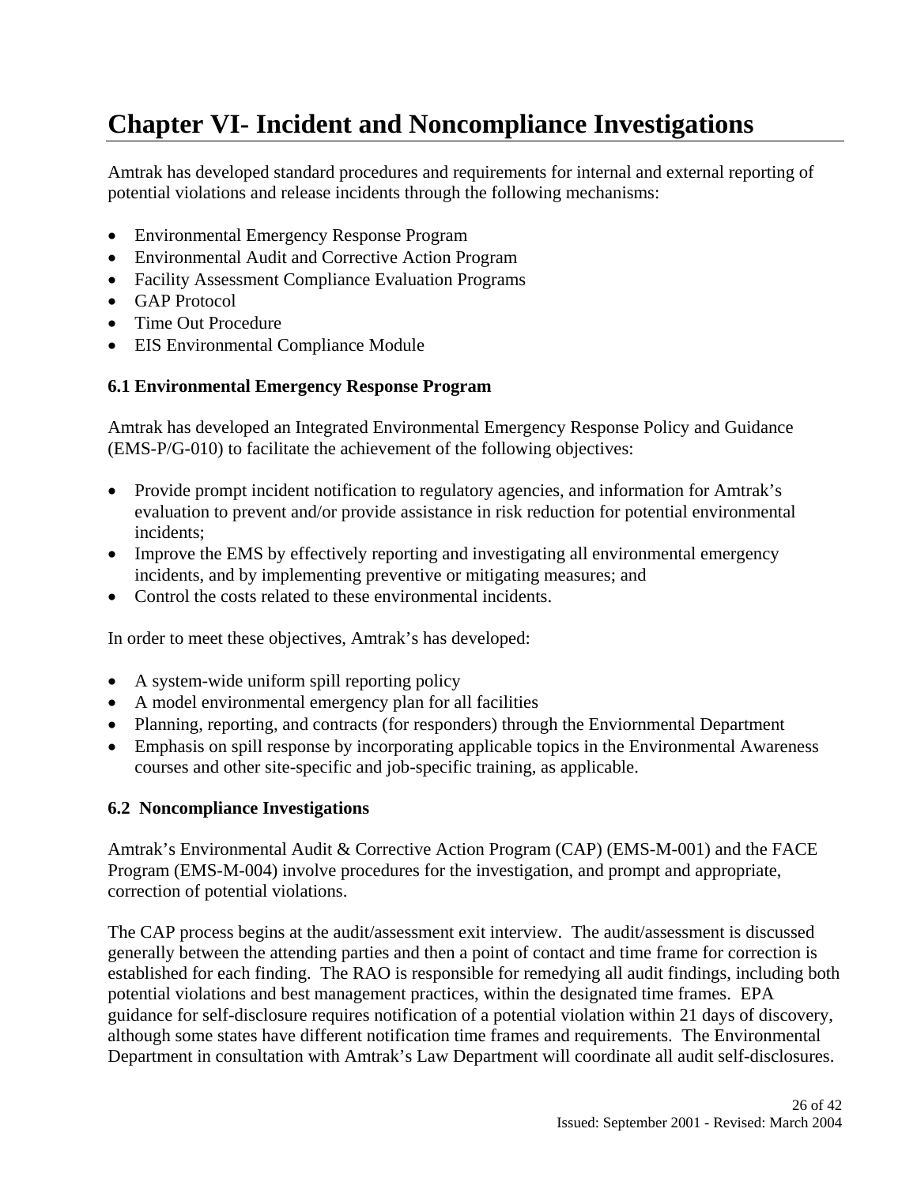# Chapter VI- Incident and Noncompliance Investigations

Amtrak has developed standard procedures and requirements for internal and external reporting of potential violations and release incidents through the following mechanisms:

- Environmental Emergency Response Program
- Environmental Audit and Corrective Action Program
- Facility Assessment Compliance Evaluation Programs
- GAP Protocol
- Time Out Procedure
- EIS Environmental Compliance Module

### 6.1 Environmental Emergency Response Program

Amtrak has developed an Integrated Environmental Emergency Response Policy and Guidance (EMS-P/G-010) to facilitate the achievement of the following objectives:

- Provide prompt incident notification to regulatory agencies, and information for Amtrak's evaluation to prevent and/or provide assistance in risk reduction for potential environmental incidents;
- Improve the EMS by effectively reporting and investigating all environmental emergency incidents, and by implementing preventive or mitigating measures; and
- Control the costs related to these environmental incidents.

In order to meet these objectives, Amtrak's has developed:

- A system-wide uniform spill reporting policy
- A model environmental emergency plan for all facilities
- Planning, reporting, and contracts (for responders) through the Enviornmental Department
- Emphasis on spill response by incorporating applicable topics in the Environmental Awareness courses and other site-specific and job-specific training, as applicable.

### 6.2 Noncompliance Investigations

Amtrak's Environmental Audit & Corrective Action Program (CAP) (EMS-M-001) and the FACE Program (EMS-M-004) involve procedures for the investigation, and prompt and appropriate, correction of potential violations.

The CAP process begins at the audit/assessment exit interview. The audit/assessment is discussed generally between the attending parties and then a point of contact and time frame for correction is established for each finding. The RAO is responsible for remedying all audit findings, including both potential violations and best management practices, within the designated time frames. EPA guidance for self-disclosure requires notification of a potential violation within 21 days of discovery, although some states have different notification time frames and requirements. The Environmental Department in consultation with Amtrak's Law Department will coordinate all audit self-disclosures.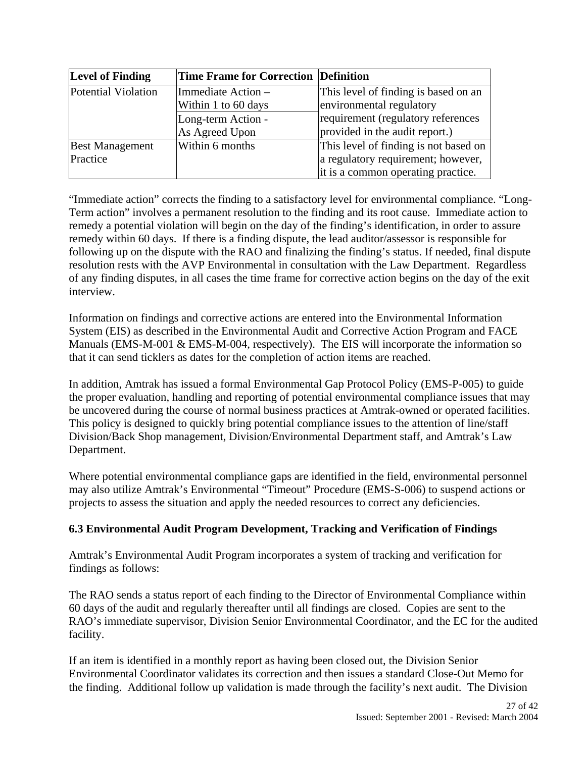| Level of Finding | Time Frame for Correction | Definition |
|---|---|---|
| Potential Violation | Immediate Action – Within 1 to 60 days | This level of finding is based on an environmental regulatory requirement (regulatory references provided in the audit report.) |
| | Long-term Action - As Agreed Upon | |
| Best Management Practice | Within 6 months | This level of finding is not based on a regulatory requirement; however, it is a common operating practice. |

"Immediate action" corrects the finding to a satisfactory level for environmental compliance. "Long-Term action" involves a permanent resolution to the finding and its root cause. Immediate action to remedy a potential violation will begin on the day of the finding's identification, in order to assure remedy within 60 days. If there is a finding dispute, the lead auditor/assessor is responsible for following up on the dispute with the RAO and finalizing the finding's status. If needed, final dispute resolution rests with the AVP Environmental in consultation with the Law Department. Regardless of any finding disputes, in all cases the time frame for corrective action begins on the day of the exit interview.

Information on findings and corrective actions are entered into the Environmental Information System (EIS) as described in the Environmental Audit and Corrective Action Program and FACE Manuals (EMS-M-001 & EMS-M-004, respectively). The EIS will incorporate the information so that it can send ticklers as dates for the completion of action items are reached.

In addition, Amtrak has issued a formal Environmental Gap Protocol Policy (EMS-P-005) to guide the proper evaluation, handling and reporting of potential environmental compliance issues that may be uncovered during the course of normal business practices at Amtrak-owned or operated facilities. This policy is designed to quickly bring potential compliance issues to the attention of line/staff Division/Back Shop management, Division/Environmental Department staff, and Amtrak's Law Department.

Where potential environmental compliance gaps are identified in the field, environmental personnel may also utilize Amtrak's Environmental "Timeout" Procedure (EMS-S-006) to suspend actions or projects to assess the situation and apply the needed resources to correct any deficiencies.

### 6.3 Environmental Audit Program Development, Tracking and Verification of Findings

Amtrak's Environmental Audit Program incorporates a system of tracking and verification for findings as follows:

The RAO sends a status report of each finding to the Director of Environmental Compliance within 60 days of the audit and regularly thereafter until all findings are closed. Copies are sent to the RAO's immediate supervisor, Division Senior Environmental Coordinator, and the EC for the audited facility.

If an item is identified in a monthly report as having been closed out, the Division Senior Environmental Coordinator validates its correction and then issues a standard Close-Out Memo for the finding. Additional follow up validation is made through the facility's next audit. The Division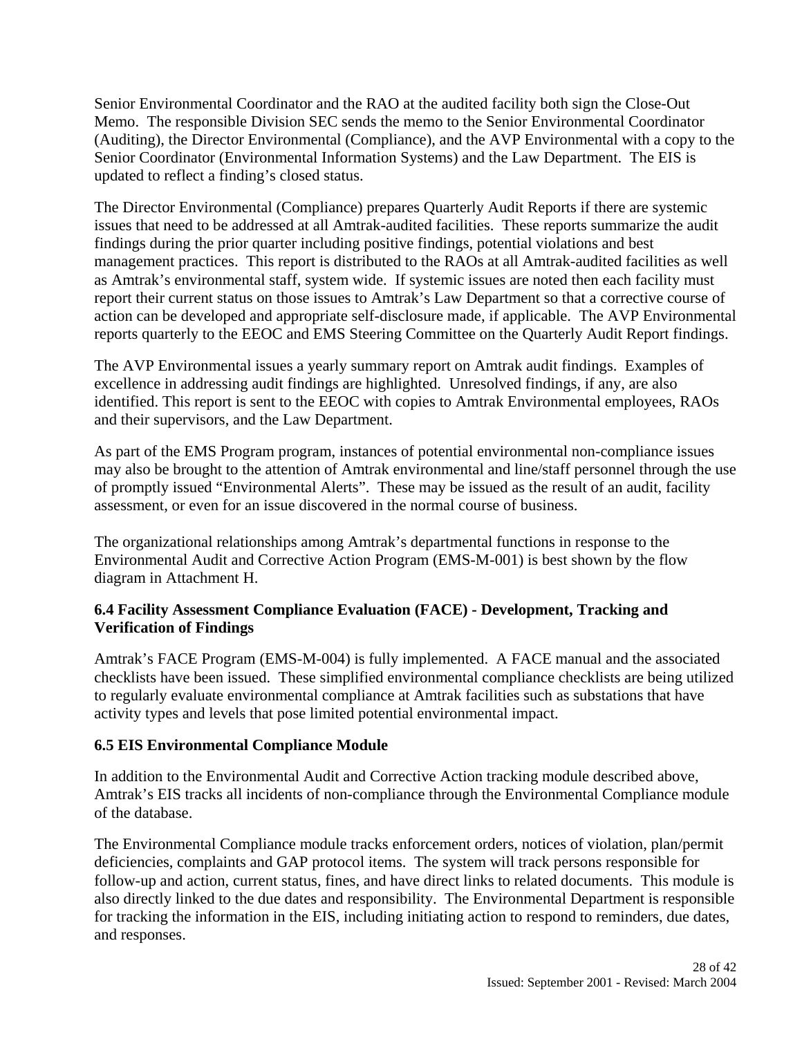Senior Environmental Coordinator and the RAO at the audited facility both sign the Close-Out Memo. The responsible Division SEC sends the memo to the Senior Environmental Coordinator (Auditing), the Director Environmental (Compliance), and the AVP Environmental with a copy to the Senior Coordinator (Environmental Information Systems) and the Law Department. The EIS is updated to reflect a finding's closed status.

The Director Environmental (Compliance) prepares Quarterly Audit Reports if there are systemic issues that need to be addressed at all Amtrak-audited facilities. These reports summarize the audit findings during the prior quarter including positive findings, potential violations and best management practices. This report is distributed to the RAOs at all Amtrak-audited facilities as well as Amtrak's environmental staff, system wide. If systemic issues are noted then each facility must report their current status on those issues to Amtrak's Law Department so that a corrective course of action can be developed and appropriate self-disclosure made, if applicable. The AVP Environmental reports quarterly to the EEOC and EMS Steering Committee on the Quarterly Audit Report findings.

The AVP Environmental issues a yearly summary report on Amtrak audit findings. Examples of excellence in addressing audit findings are highlighted. Unresolved findings, if any, are also identified. This report is sent to the EEOC with copies to Amtrak Environmental employees, RAOs and their supervisors, and the Law Department.

As part of the EMS Program program, instances of potential environmental non-compliance issues may also be brought to the attention of Amtrak environmental and line/staff personnel through the use of promptly issued "Environmental Alerts". These may be issued as the result of an audit, facility assessment, or even for an issue discovered in the normal course of business.

The organizational relationships among Amtrak's departmental functions in response to the Environmental Audit and Corrective Action Program (EMS-M-001) is best shown by the flow diagram in Attachment H.

### 6.4 Facility Assessment Compliance Evaluation (FACE) - Development, Tracking and Verification of Findings

Amtrak's FACE Program (EMS-M-004) is fully implemented. A FACE manual and the associated checklists have been issued. These simplified environmental compliance checklists are being utilized to regularly evaluate environmental compliance at Amtrak facilities such as substations that have activity types and levels that pose limited potential environmental impact.

### 6.5 EIS Environmental Compliance Module

In addition to the Environmental Audit and Corrective Action tracking module described above, Amtrak's EIS tracks all incidents of non-compliance through the Environmental Compliance module of the database.

The Environmental Compliance module tracks enforcement orders, notices of violation, plan/permit deficiencies, complaints and GAP protocol items. The system will track persons responsible for follow-up and action, current status, fines, and have direct links to related documents. This module is also directly linked to the due dates and responsibility. The Environmental Department is responsible for tracking the information in the EIS, including initiating action to respond to reminders, due dates, and responses.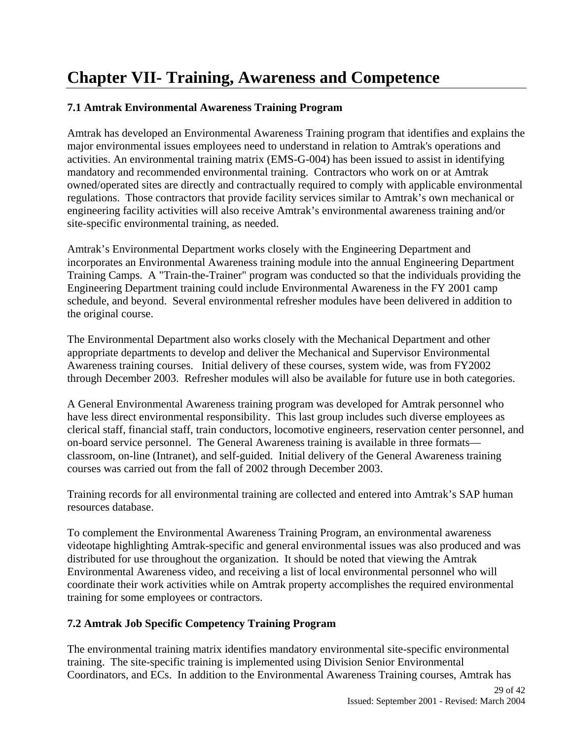# Chapter VII- Training, Awareness and Competence

### 7.1 Amtrak Environmental Awareness Training Program

Amtrak has developed an Environmental Awareness Training program that identifies and explains the major environmental issues employees need to understand in relation to Amtrak's operations and activities. An environmental training matrix (EMS-G-004) has been issued to assist in identifying mandatory and recommended environmental training. Contractors who work on or at Amtrak owned/operated sites are directly and contractually required to comply with applicable environmental regulations. Those contractors that provide facility services similar to Amtrak's own mechanical or engineering facility activities will also receive Amtrak's environmental awareness training and/or site-specific environmental training, as needed.

Amtrak's Environmental Department works closely with the Engineering Department and incorporates an Environmental Awareness training module into the annual Engineering Department Training Camps. A "Train-the-Trainer" program was conducted so that the individuals providing the Engineering Department training could include Environmental Awareness in the FY 2001 camp schedule, and beyond. Several environmental refresher modules have been delivered in addition to the original course.

The Environmental Department also works closely with the Mechanical Department and other appropriate departments to develop and deliver the Mechanical and Supervisor Environmental Awareness training courses. Initial delivery of these courses, system wide, was from FY2002 through December 2003. Refresher modules will also be available for future use in both categories.

A General Environmental Awareness training program was developed for Amtrak personnel who have less direct environmental responsibility. This last group includes such diverse employees as clerical staff, financial staff, train conductors, locomotive engineers, reservation center personnel, and on-board service personnel. The General Awareness training is available in three formats—classroom, on-line (Intranet), and self-guided. Initial delivery of the General Awareness training courses was carried out from the fall of 2002 through December 2003.

Training records for all environmental training are collected and entered into Amtrak's SAP human resources database.

To complement the Environmental Awareness Training Program, an environmental awareness videotape highlighting Amtrak-specific and general environmental issues was also produced and was distributed for use throughout the organization. It should be noted that viewing the Amtrak Environmental Awareness video, and receiving a list of local environmental personnel who will coordinate their work activities while on Amtrak property accomplishes the required environmental training for some employees or contractors.

### 7.2 Amtrak Job Specific Competency Training Program

The environmental training matrix identifies mandatory environmental site-specific environmental training. The site-specific training is implemented using Division Senior Environmental Coordinators, and ECs. In addition to the Environmental Awareness Training courses, Amtrak has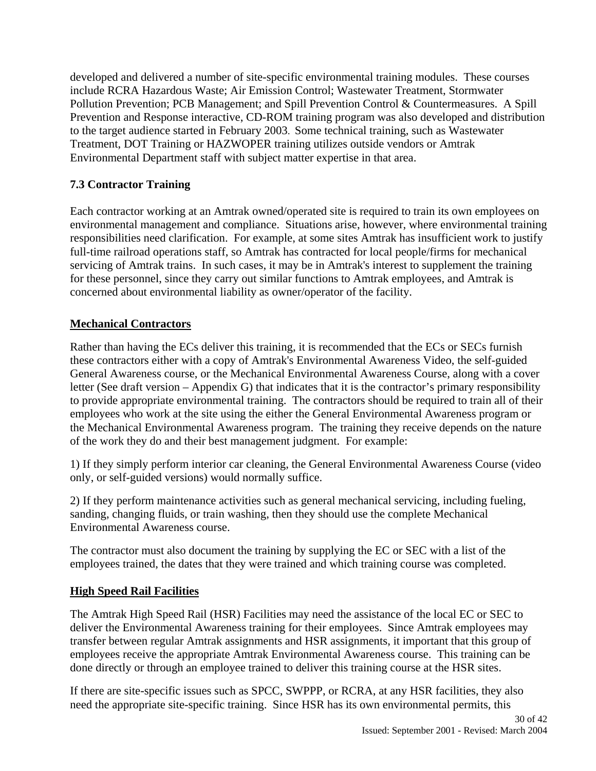developed and delivered a number of site-specific environmental training modules. These courses include RCRA Hazardous Waste; Air Emission Control; Wastewater Treatment, Stormwater Pollution Prevention; PCB Management; and Spill Prevention Control & Countermeasures. A Spill Prevention and Response interactive, CD-ROM training program was also developed and distribution to the target audience started in February 2003. Some technical training, such as Wastewater Treatment, DOT Training or HAZWOPER training utilizes outside vendors or Amtrak Environmental Department staff with subject matter expertise in that area.

### 7.3 Contractor Training

Each contractor working at an Amtrak owned/operated site is required to train its own employees on environmental management and compliance. Situations arise, however, where environmental training responsibilities need clarification. For example, at some sites Amtrak has insufficient work to justify full-time railroad operations staff, so Amtrak has contracted for local people/firms for mechanical servicing of Amtrak trains. In such cases, it may be in Amtrak's interest to supplement the training for these personnel, since they carry out similar functions to Amtrak employees, and Amtrak is concerned about environmental liability as owner/operator of the facility.

**Mechanical Contractors**

Rather than having the ECs deliver this training, it is recommended that the ECs or SECs furnish these contractors either with a copy of Amtrak's Environmental Awareness Video, the self-guided General Awareness course, or the Mechanical Environmental Awareness Course, along with a cover letter (See draft version – Appendix G) that indicates that it is the contractor's primary responsibility to provide appropriate environmental training. The contractors should be required to train all of their employees who work at the site using the either the General Environmental Awareness program or the Mechanical Environmental Awareness program. The training they receive depends on the nature of the work they do and their best management judgment. For example:

1) If they simply perform interior car cleaning, the General Environmental Awareness Course (video only, or self-guided versions) would normally suffice.

2) If they perform maintenance activities such as general mechanical servicing, including fueling, sanding, changing fluids, or train washing, then they should use the complete Mechanical Environmental Awareness course.

The contractor must also document the training by supplying the EC or SEC with a list of the employees trained, the dates that they were trained and which training course was completed.

**High Speed Rail Facilities**

The Amtrak High Speed Rail (HSR) Facilities may need the assistance of the local EC or SEC to deliver the Environmental Awareness training for their employees. Since Amtrak employees may transfer between regular Amtrak assignments and HSR assignments, it important that this group of employees receive the appropriate Amtrak Environmental Awareness course. This training can be done directly or through an employee trained to deliver this training course at the HSR sites.

If there are site-specific issues such as SPCC, SWPPP, or RCRA, at any HSR facilities, they also need the appropriate site-specific training. Since HSR has its own environmental permits, this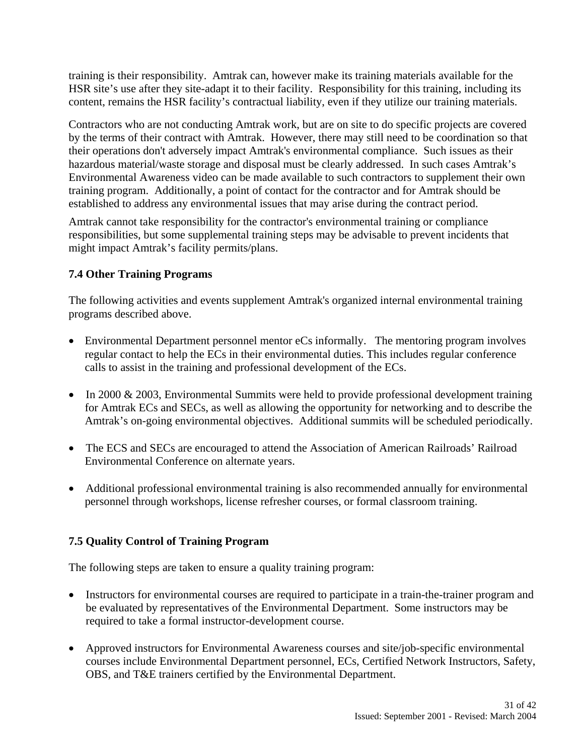training is their responsibility. Amtrak can, however make its training materials available for the HSR site's use after they site-adapt it to their facility. Responsibility for this training, including its content, remains the HSR facility's contractual liability, even if they utilize our training materials.

Contractors who are not conducting Amtrak work, but are on site to do specific projects are covered by the terms of their contract with Amtrak. However, there may still need to be coordination so that their operations don't adversely impact Amtrak's environmental compliance. Such issues as their hazardous material/waste storage and disposal must be clearly addressed. In such cases Amtrak's Environmental Awareness video can be made available to such contractors to supplement their own training program. Additionally, a point of contact for the contractor and for Amtrak should be established to address any environmental issues that may arise during the contract period.

Amtrak cannot take responsibility for the contractor's environmental training or compliance responsibilities, but some supplemental training steps may be advisable to prevent incidents that might impact Amtrak's facility permits/plans.

### 7.4 Other Training Programs

The following activities and events supplement Amtrak's organized internal environmental training programs described above.

- Environmental Department personnel mentor eCs informally. The mentoring program involves regular contact to help the ECs in their environmental duties. This includes regular conference calls to assist in the training and professional development of the ECs.
- In 2000 & 2003, Environmental Summits were held to provide professional development training for Amtrak ECs and SECs, as well as allowing the opportunity for networking and to describe the Amtrak's on-going environmental objectives. Additional summits will be scheduled periodically.
- The ECS and SECs are encouraged to attend the Association of American Railroads' Railroad Environmental Conference on alternate years.
- Additional professional environmental training is also recommended annually for environmental personnel through workshops, license refresher courses, or formal classroom training.

### 7.5 Quality Control of Training Program

The following steps are taken to ensure a quality training program:

- Instructors for environmental courses are required to participate in a train-the-trainer program and be evaluated by representatives of the Environmental Department. Some instructors may be required to take a formal instructor-development course.
- Approved instructors for Environmental Awareness courses and site/job-specific environmental courses include Environmental Department personnel, ECs, Certified Network Instructors, Safety, OBS, and T&E trainers certified by the Environmental Department.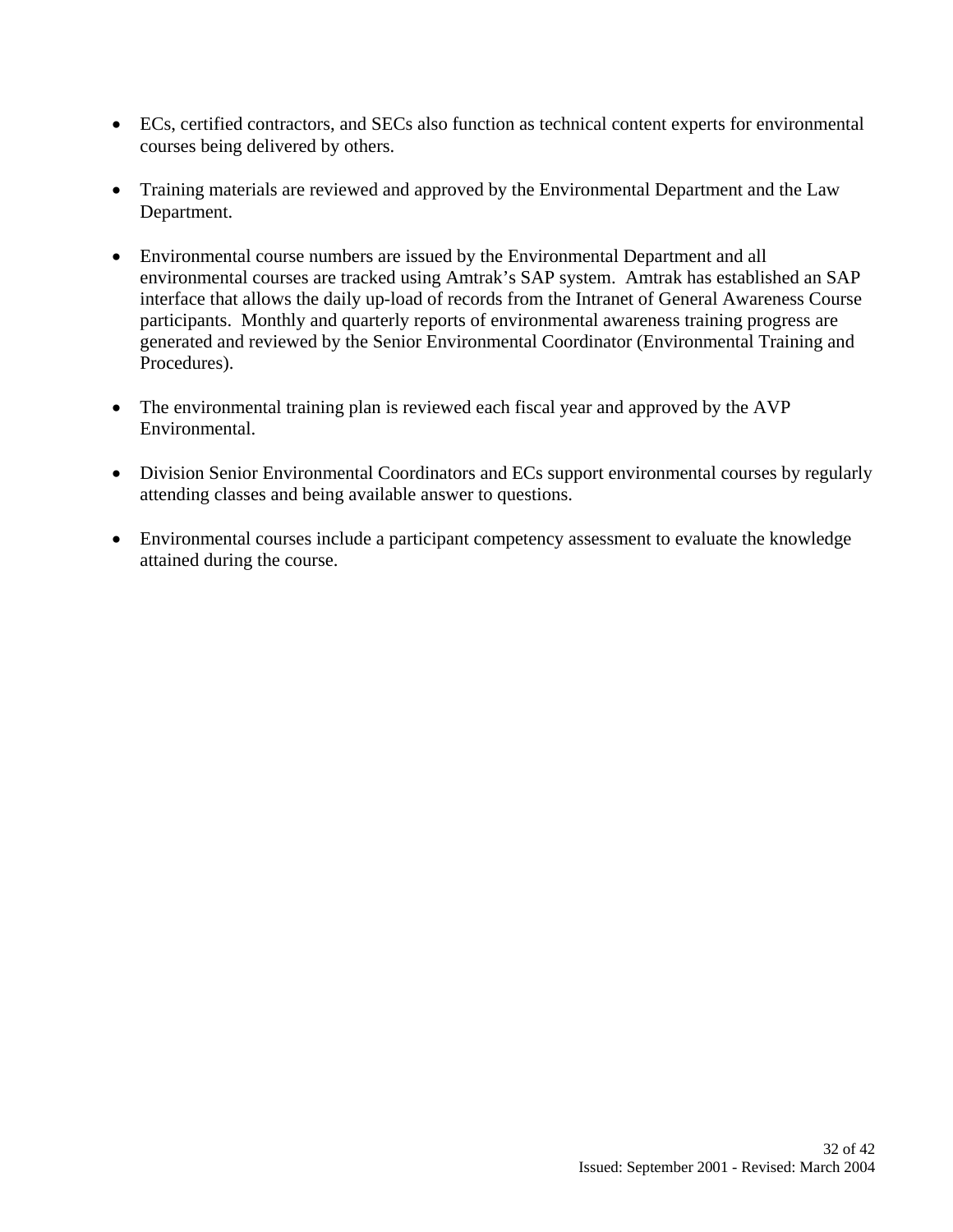- ECs, certified contractors, and SECs also function as technical content experts for environmental courses being delivered by others.

- Training materials are reviewed and approved by the Environmental Department and the Law Department.

- Environmental course numbers are issued by the Environmental Department and all environmental courses are tracked using Amtrak's SAP system. Amtrak has established an SAP interface that allows the daily up-load of records from the Intranet of General Awareness Course participants. Monthly and quarterly reports of environmental awareness training progress are generated and reviewed by the Senior Environmental Coordinator (Environmental Training and Procedures).

- The environmental training plan is reviewed each fiscal year and approved by the AVP Environmental.

- Division Senior Environmental Coordinators and ECs support environmental courses by regularly attending classes and being available answer to questions.

- Environmental courses include a participant competency assessment to evaluate the knowledge attained during the course.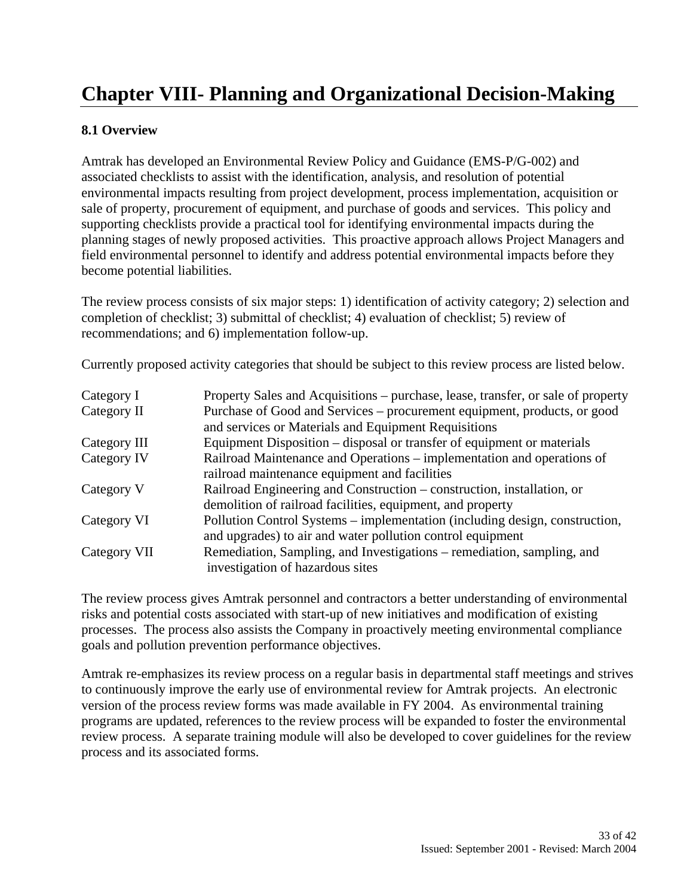# Chapter VIII- Planning and Organizational Decision-Making

### 8.1 Overview

Amtrak has developed an Environmental Review Policy and Guidance (EMS-P/G-002) and associated checklists to assist with the identification, analysis, and resolution of potential environmental impacts resulting from project development, process implementation, acquisition or sale of property, procurement of equipment, and purchase of goods and services. This policy and supporting checklists provide a practical tool for identifying environmental impacts during the planning stages of newly proposed activities. This proactive approach allows Project Managers and field environmental personnel to identify and address potential environmental impacts before they become potential liabilities.

The review process consists of six major steps: 1) identification of activity category; 2) selection and completion of checklist; 3) submittal of checklist; 4) evaluation of checklist; 5) review of recommendations; and 6) implementation follow-up.

Currently proposed activity categories that should be subject to this review process are listed below.

| Category | Description |
|---|---|
| Category I | Property Sales and Acquisitions – purchase, lease, transfer, or sale of property |
| Category II | Purchase of Good and Services – procurement equipment, products, or good and services or Materials and Equipment Requisitions |
| Category III | Equipment Disposition – disposal or transfer of equipment or materials |
| Category IV | Railroad Maintenance and Operations – implementation and operations of railroad maintenance equipment and facilities |
| Category V | Railroad Engineering and Construction – construction, installation, or demolition of railroad facilities, equipment, and property |
| Category VI | Pollution Control Systems – implementation (including design, construction, and upgrades) to air and water pollution control equipment |
| Category VII | Remediation, Sampling, and Investigations – remediation, sampling, and investigation of hazardous sites |

The review process gives Amtrak personnel and contractors a better understanding of environmental risks and potential costs associated with start-up of new initiatives and modification of existing processes. The process also assists the Company in proactively meeting environmental compliance goals and pollution prevention performance objectives.

Amtrak re-emphasizes its review process on a regular basis in departmental staff meetings and strives to continuously improve the early use of environmental review for Amtrak projects. An electronic version of the process review forms was made available in FY 2004. As environmental training programs are updated, references to the review process will be expanded to foster the environmental review process. A separate training module will also be developed to cover guidelines for the review process and its associated forms.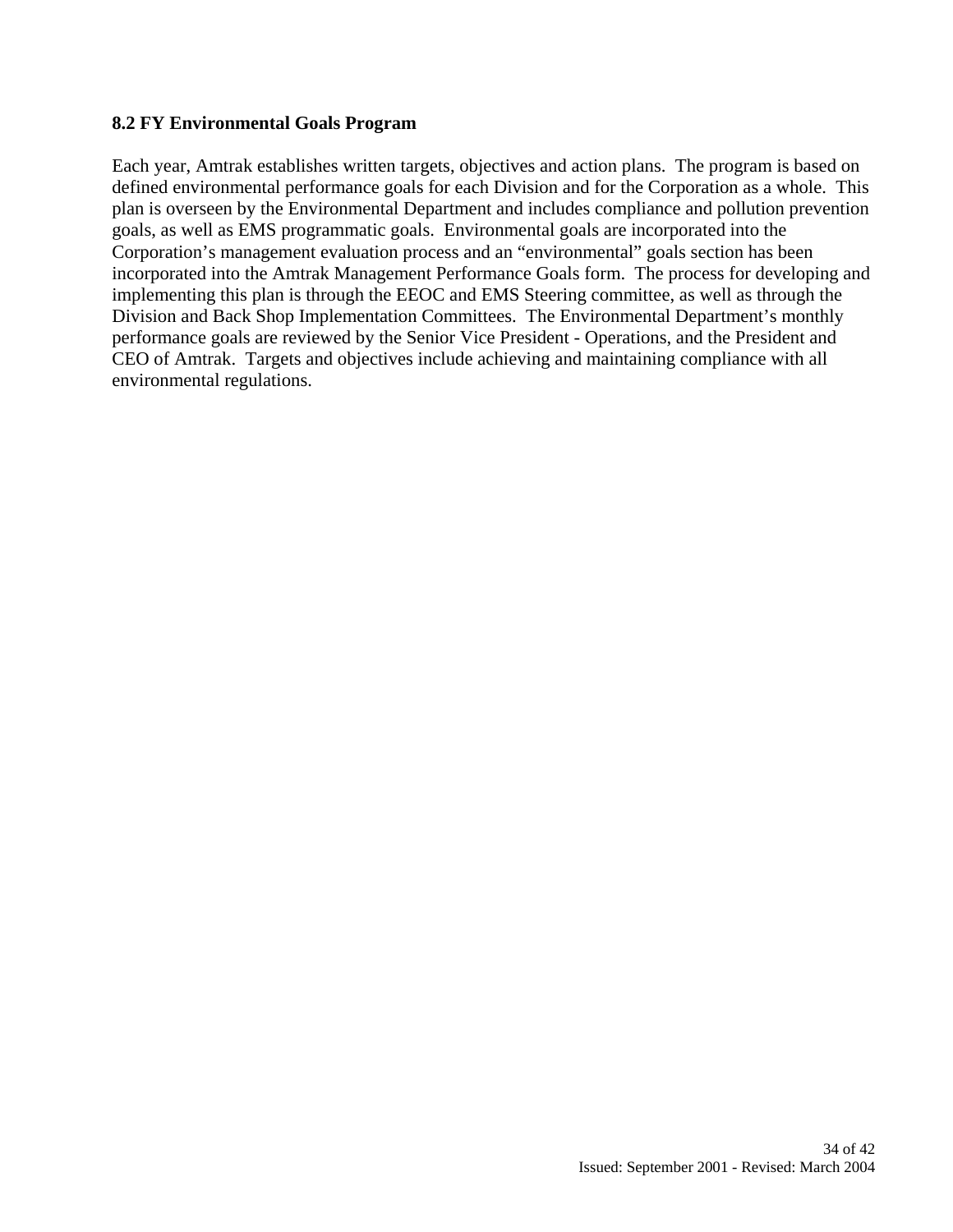### 8.2 FY Environmental Goals Program

Each year, Amtrak establishes written targets, objectives and action plans. The program is based on defined environmental performance goals for each Division and for the Corporation as a whole. This plan is overseen by the Environmental Department and includes compliance and pollution prevention goals, as well as EMS programmatic goals. Environmental goals are incorporated into the Corporation's management evaluation process and an "environmental" goals section has been incorporated into the Amtrak Management Performance Goals form. The process for developing and implementing this plan is through the EEOC and EMS Steering committee, as well as through the Division and Back Shop Implementation Committees. The Environmental Department's monthly performance goals are reviewed by the Senior Vice President - Operations, and the President and CEO of Amtrak. Targets and objectives include achieving and maintaining compliance with all environmental regulations.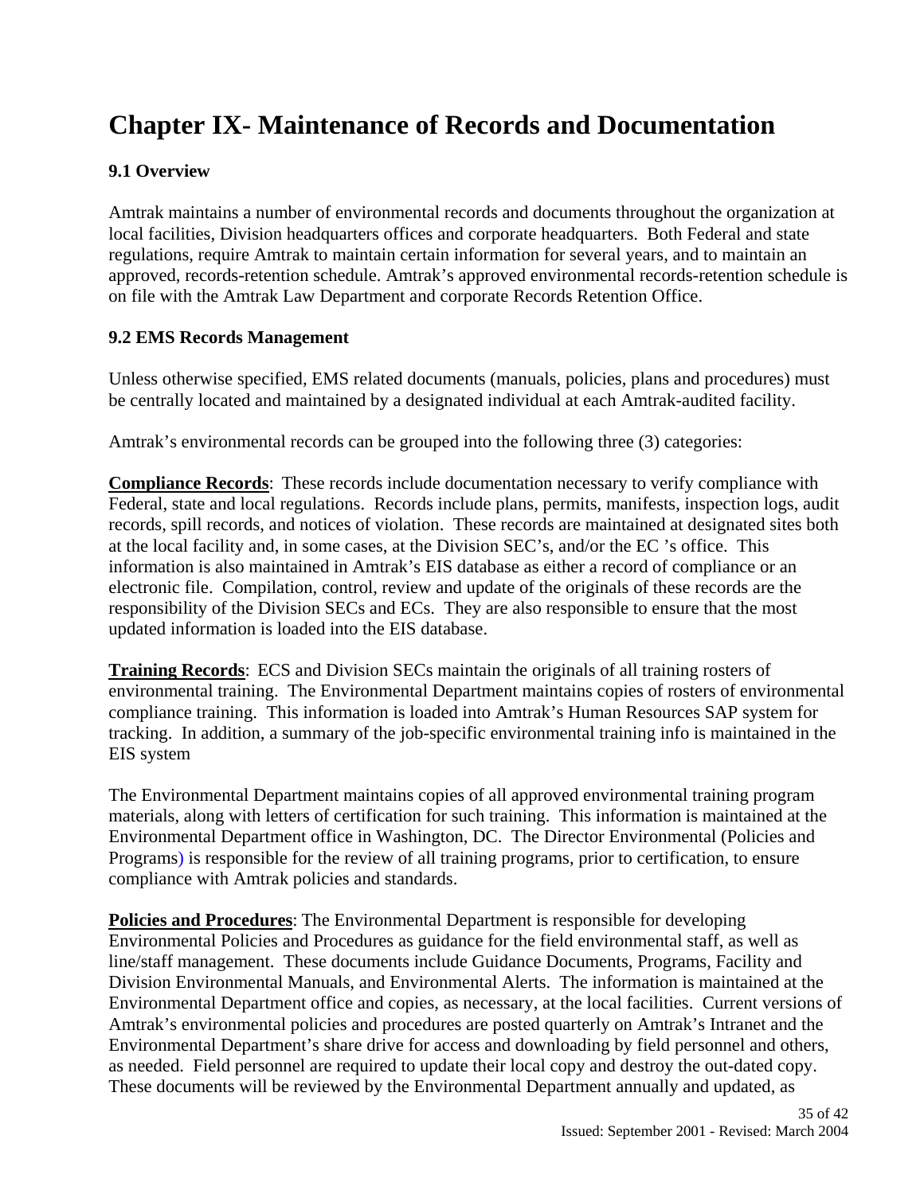# Chapter IX- Maintenance of Records and Documentation

### 9.1 Overview

Amtrak maintains a number of environmental records and documents throughout the organization at local facilities, Division headquarters offices and corporate headquarters. Both Federal and state regulations, require Amtrak to maintain certain information for several years, and to maintain an approved, records-retention schedule. Amtrak's approved environmental records-retention schedule is on file with the Amtrak Law Department and corporate Records Retention Office.

### 9.2 EMS Records Management

Unless otherwise specified, EMS related documents (manuals, policies, plans and procedures) must be centrally located and maintained by a designated individual at each Amtrak-audited facility.

Amtrak's environmental records can be grouped into the following three (3) categories:

**Compliance Records**: These records include documentation necessary to verify compliance with Federal, state and local regulations. Records include plans, permits, manifests, inspection logs, audit records, spill records, and notices of violation. These records are maintained at designated sites both at the local facility and, in some cases, at the Division SEC's, and/or the EC 's office. This information is also maintained in Amtrak's EIS database as either a record of compliance or an electronic file. Compilation, control, review and update of the originals of these records are the responsibility of the Division SECs and ECs. They are also responsible to ensure that the most updated information is loaded into the EIS database.

**Training Records**: ECS and Division SECs maintain the originals of all training rosters of environmental training. The Environmental Department maintains copies of rosters of environmental compliance training. This information is loaded into Amtrak's Human Resources SAP system for tracking. In addition, a summary of the job-specific environmental training info is maintained in the EIS system

The Environmental Department maintains copies of all approved environmental training program materials, along with letters of certification for such training. This information is maintained at the Environmental Department office in Washington, DC. The Director Environmental (Policies and Programs) is responsible for the review of all training programs, prior to certification, to ensure compliance with Amtrak policies and standards.

**Policies and Procedures**: The Environmental Department is responsible for developing Environmental Policies and Procedures as guidance for the field environmental staff, as well as line/staff management. These documents include Guidance Documents, Programs, Facility and Division Environmental Manuals, and Environmental Alerts. The information is maintained at the Environmental Department office and copies, as necessary, at the local facilities. Current versions of Amtrak's environmental policies and procedures are posted quarterly on Amtrak's Intranet and the Environmental Department's share drive for access and downloading by field personnel and others, as needed. Field personnel are required to update their local copy and destroy the out-dated copy. These documents will be reviewed by the Environmental Department annually and updated, as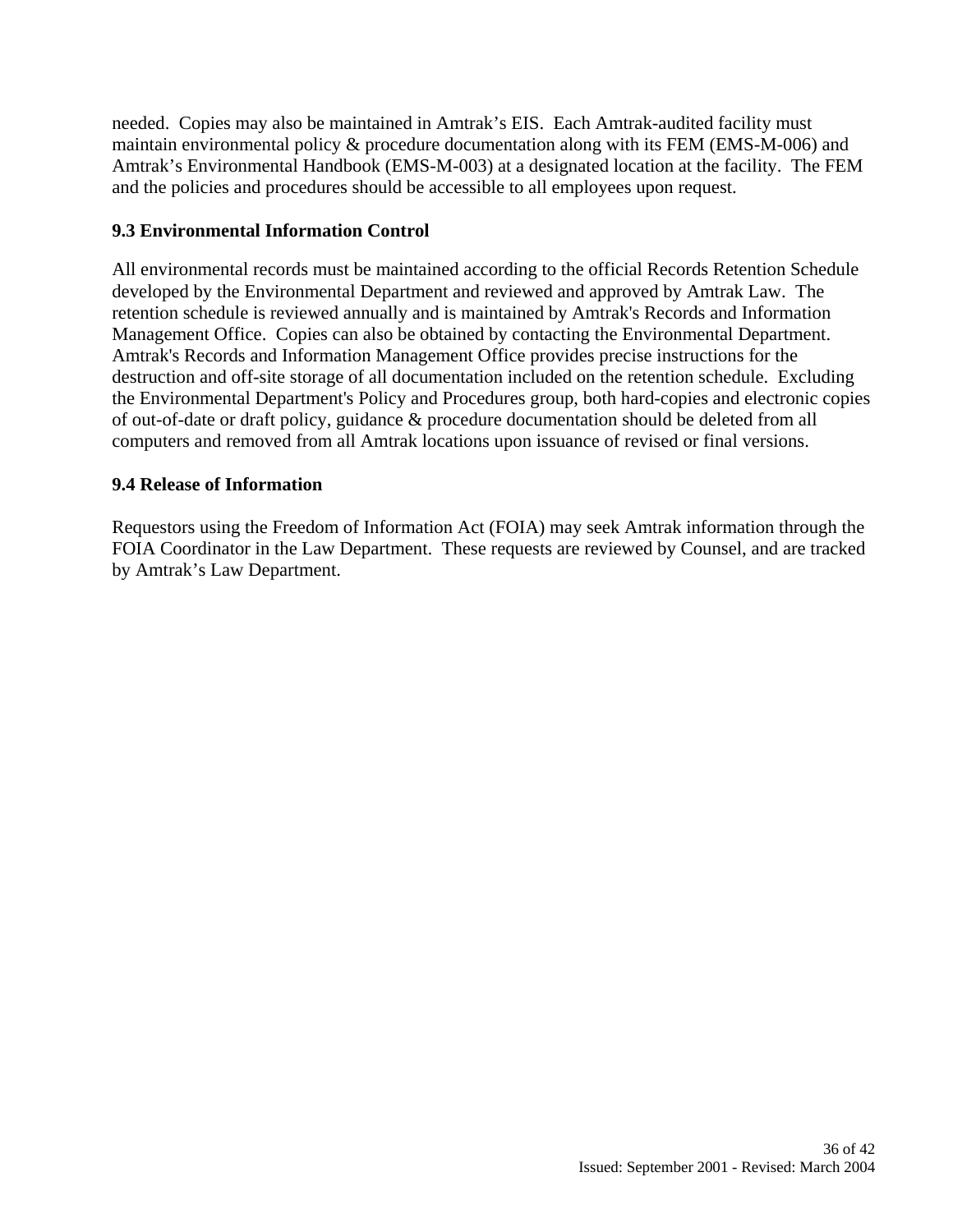needed. Copies may also be maintained in Amtrak's EIS. Each Amtrak-audited facility must maintain environmental policy & procedure documentation along with its FEM (EMS-M-006) and Amtrak's Environmental Handbook (EMS-M-003) at a designated location at the facility. The FEM and the policies and procedures should be accessible to all employees upon request.

### 9.3 Environmental Information Control

All environmental records must be maintained according to the official Records Retention Schedule developed by the Environmental Department and reviewed and approved by Amtrak Law. The retention schedule is reviewed annually and is maintained by Amtrak's Records and Information Management Office. Copies can also be obtained by contacting the Environmental Department. Amtrak's Records and Information Management Office provides precise instructions for the destruction and off-site storage of all documentation included on the retention schedule. Excluding the Environmental Department's Policy and Procedures group, both hard-copies and electronic copies of out-of-date or draft policy, guidance & procedure documentation should be deleted from all computers and removed from all Amtrak locations upon issuance of revised or final versions.

### 9.4 Release of Information

Requestors using the Freedom of Information Act (FOIA) may seek Amtrak information through the FOIA Coordinator in the Law Department. These requests are reviewed by Counsel, and are tracked by Amtrak's Law Department.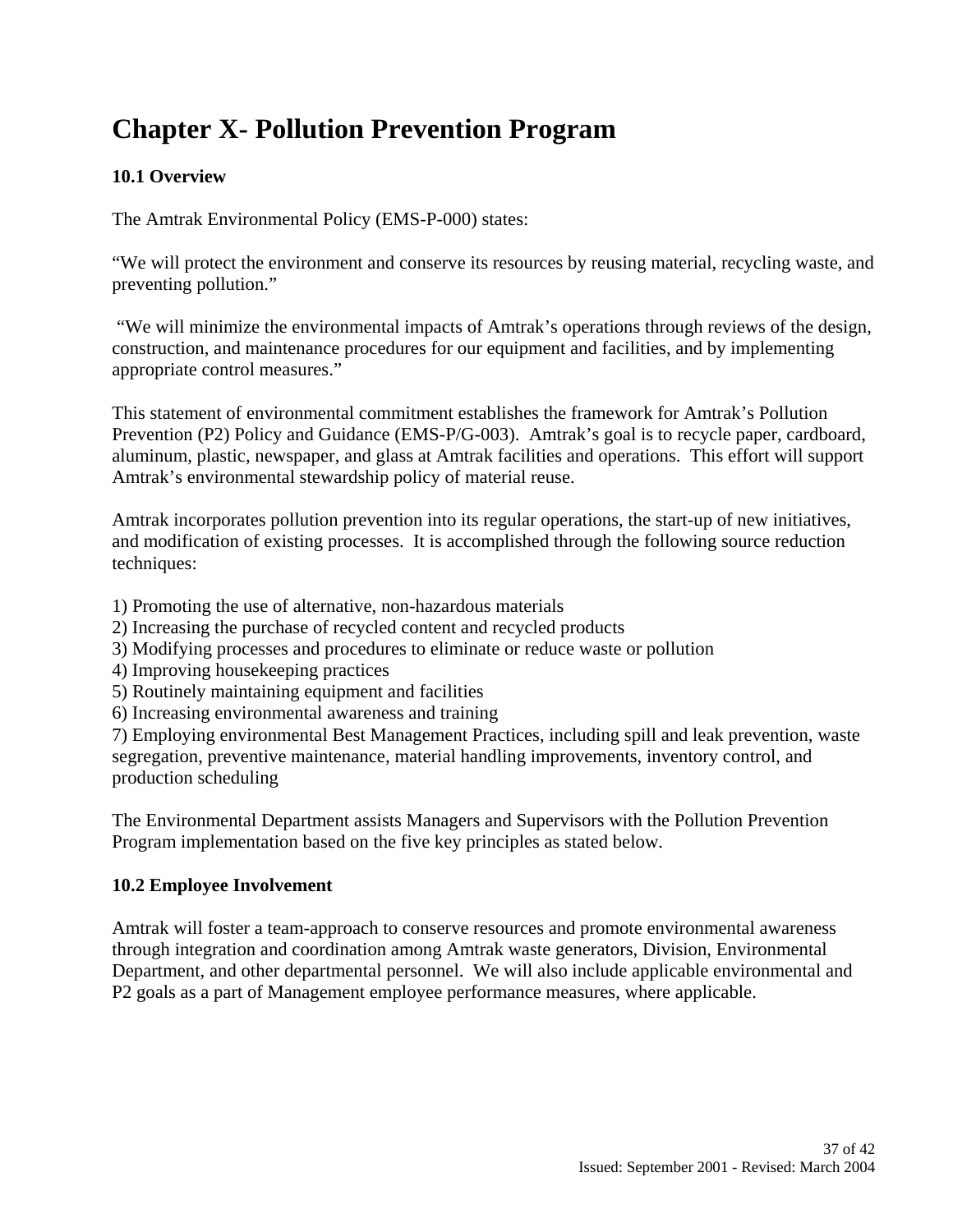# Chapter X- Pollution Prevention Program

### 10.1 Overview

The Amtrak Environmental Policy (EMS-P-000) states:

"We will protect the environment and conserve its resources by reusing material, recycling waste, and preventing pollution."

"We will minimize the environmental impacts of Amtrak's operations through reviews of the design, construction, and maintenance procedures for our equipment and facilities, and by implementing appropriate control measures."

This statement of environmental commitment establishes the framework for Amtrak's Pollution Prevention (P2) Policy and Guidance (EMS-P/G-003). Amtrak's goal is to recycle paper, cardboard, aluminum, plastic, newspaper, and glass at Amtrak facilities and operations. This effort will support Amtrak's environmental stewardship policy of material reuse.

Amtrak incorporates pollution prevention into its regular operations, the start-up of new initiatives, and modification of existing processes. It is accomplished through the following source reduction techniques:

1) Promoting the use of alternative, non-hazardous materials
2) Increasing the purchase of recycled content and recycled products
3) Modifying processes and procedures to eliminate or reduce waste or pollution
4) Improving housekeeping practices
5) Routinely maintaining equipment and facilities
6) Increasing environmental awareness and training
7) Employing environmental Best Management Practices, including spill and leak prevention, waste segregation, preventive maintenance, material handling improvements, inventory control, and production scheduling

The Environmental Department assists Managers and Supervisors with the Pollution Prevention Program implementation based on the five key principles as stated below.

### 10.2 Employee Involvement

Amtrak will foster a team-approach to conserve resources and promote environmental awareness through integration and coordination among Amtrak waste generators, Division, Environmental Department, and other departmental personnel. We will also include applicable environmental and P2 goals as a part of Management employee performance measures, where applicable.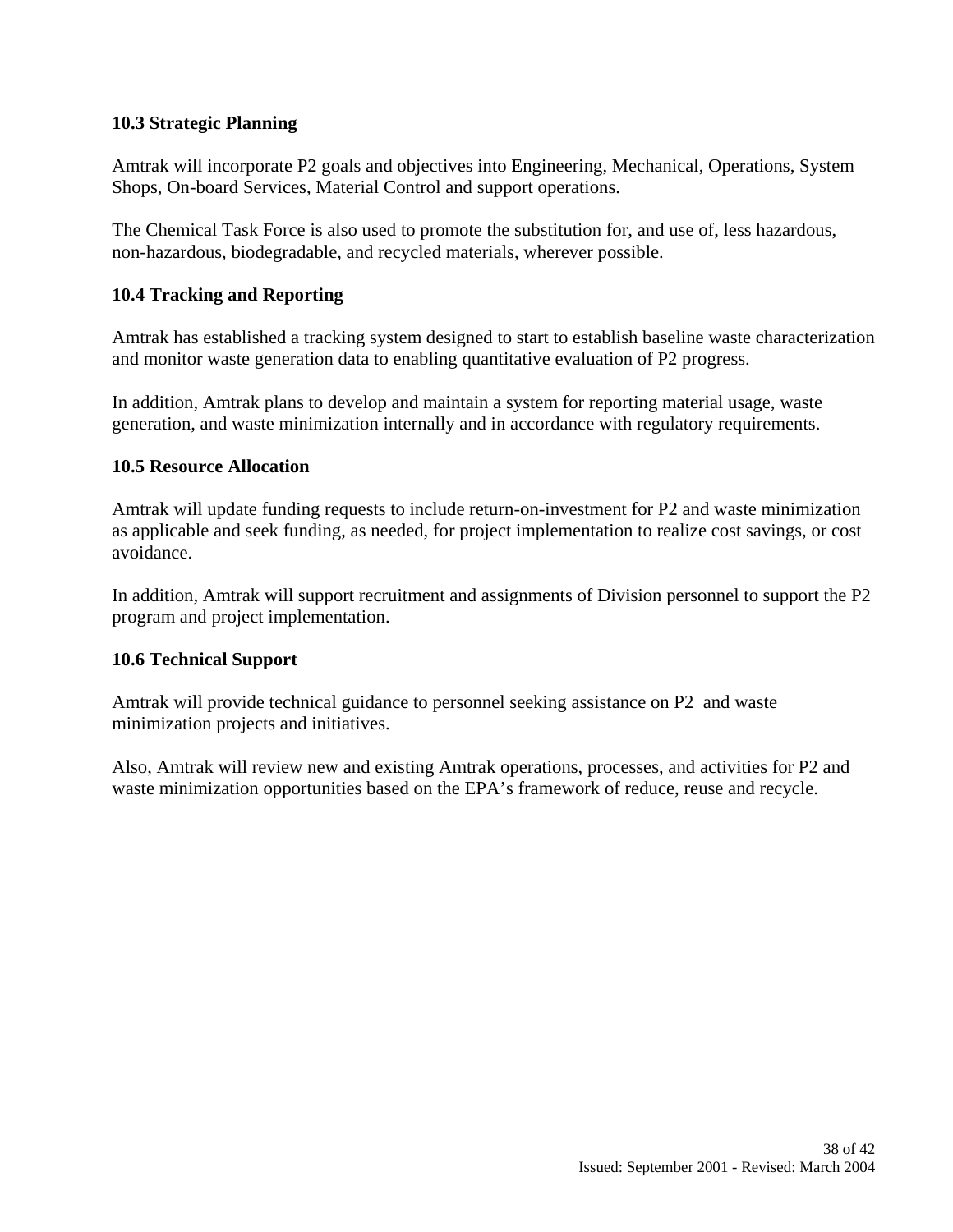### 10.3 Strategic Planning

Amtrak will incorporate P2 goals and objectives into Engineering, Mechanical, Operations, System Shops, On-board Services, Material Control and support operations.

The Chemical Task Force is also used to promote the substitution for, and use of, less hazardous, non-hazardous, biodegradable, and recycled materials, wherever possible.

### 10.4 Tracking and Reporting

Amtrak has established a tracking system designed to start to establish baseline waste characterization and monitor waste generation data to enabling quantitative evaluation of P2 progress.

In addition, Amtrak plans to develop and maintain a system for reporting material usage, waste generation, and waste minimization internally and in accordance with regulatory requirements.

### 10.5 Resource Allocation

Amtrak will update funding requests to include return-on-investment for P2 and waste minimization as applicable and seek funding, as needed, for project implementation to realize cost savings, or cost avoidance.

In addition, Amtrak will support recruitment and assignments of Division personnel to support the P2 program and project implementation.

### 10.6 Technical Support

Amtrak will provide technical guidance to personnel seeking assistance on P2 and waste minimization projects and initiatives.

Also, Amtrak will review new and existing Amtrak operations, processes, and activities for P2 and waste minimization opportunities based on the EPA's framework of reduce, reuse and recycle.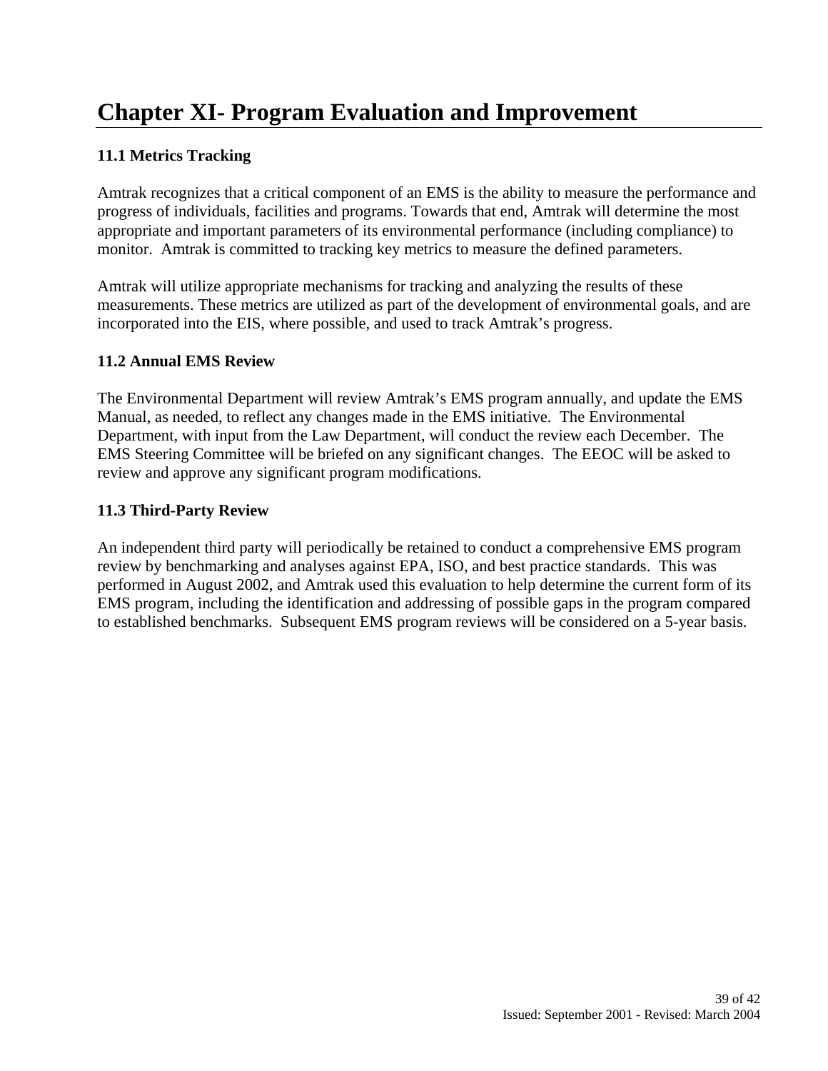# Chapter XI- Program Evaluation and Improvement

### 11.1 Metrics Tracking

Amtrak recognizes that a critical component of an EMS is the ability to measure the performance and progress of individuals, facilities and programs. Towards that end, Amtrak will determine the most appropriate and important parameters of its environmental performance (including compliance) to monitor. Amtrak is committed to tracking key metrics to measure the defined parameters.

Amtrak will utilize appropriate mechanisms for tracking and analyzing the results of these measurements. These metrics are utilized as part of the development of environmental goals, and are incorporated into the EIS, where possible, and used to track Amtrak's progress.

### 11.2 Annual EMS Review

The Environmental Department will review Amtrak's EMS program annually, and update the EMS Manual, as needed, to reflect any changes made in the EMS initiative. The Environmental Department, with input from the Law Department, will conduct the review each December. The EMS Steering Committee will be briefed on any significant changes. The EEOC will be asked to review and approve any significant program modifications.

### 11.3 Third-Party Review

An independent third party will periodically be retained to conduct a comprehensive EMS program review by benchmarking and analyses against EPA, ISO, and best practice standards. This was performed in August 2002, and Amtrak used this evaluation to help determine the current form of its EMS program, including the identification and addressing of possible gaps in the program compared to established benchmarks. Subsequent EMS program reviews will be considered on a 5-year basis.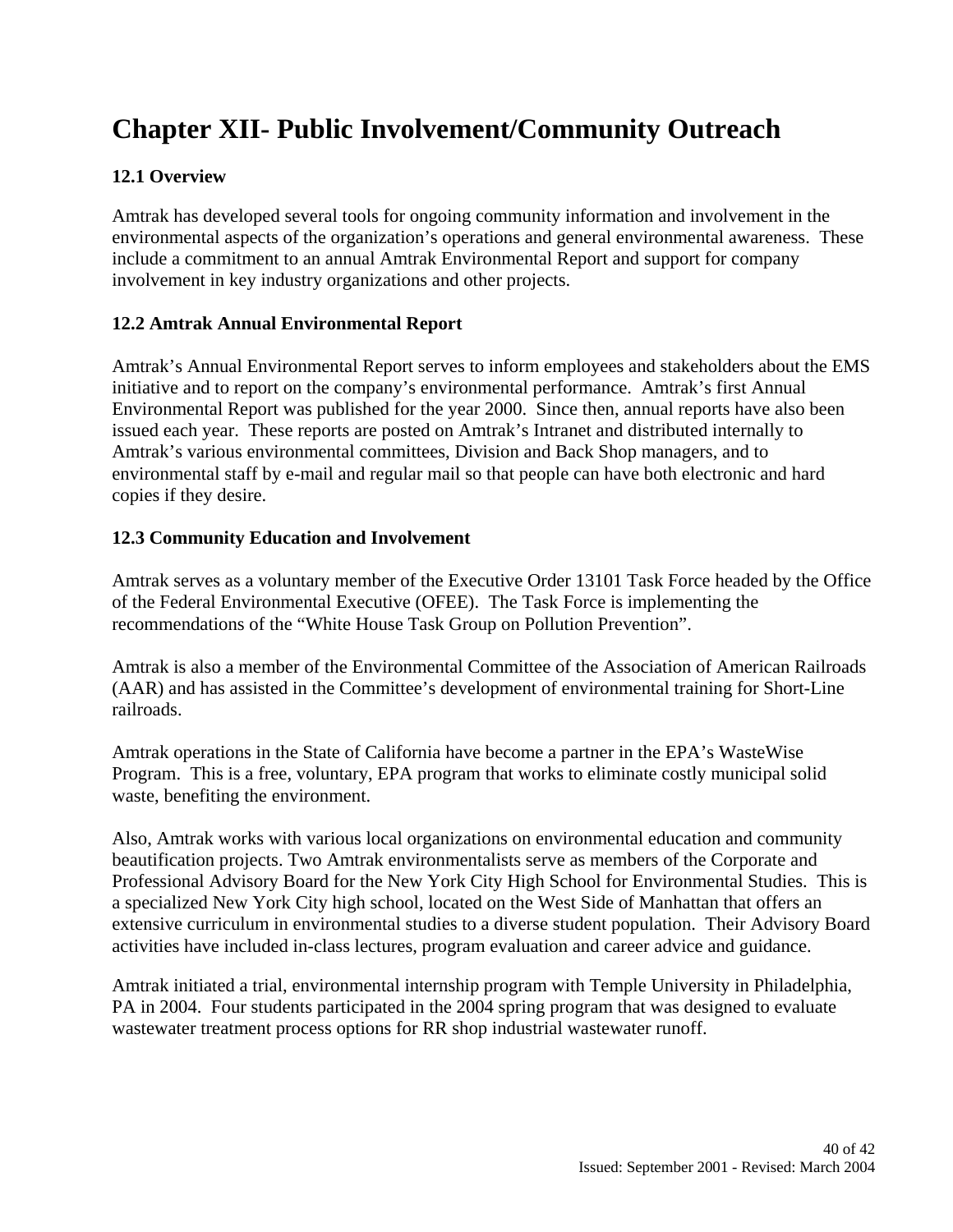# Chapter XII- Public Involvement/Community Outreach

### 12.1 Overview

Amtrak has developed several tools for ongoing community information and involvement in the environmental aspects of the organization's operations and general environmental awareness. These include a commitment to an annual Amtrak Environmental Report and support for company involvement in key industry organizations and other projects.

### 12.2 Amtrak Annual Environmental Report

Amtrak's Annual Environmental Report serves to inform employees and stakeholders about the EMS initiative and to report on the company's environmental performance. Amtrak's first Annual Environmental Report was published for the year 2000. Since then, annual reports have also been issued each year. These reports are posted on Amtrak's Intranet and distributed internally to Amtrak's various environmental committees, Division and Back Shop managers, and to environmental staff by e-mail and regular mail so that people can have both electronic and hard copies if they desire.

### 12.3 Community Education and Involvement

Amtrak serves as a voluntary member of the Executive Order 13101 Task Force headed by the Office of the Federal Environmental Executive (OFEE). The Task Force is implementing the recommendations of the "White House Task Group on Pollution Prevention".

Amtrak is also a member of the Environmental Committee of the Association of American Railroads (AAR) and has assisted in the Committee's development of environmental training for Short-Line railroads.

Amtrak operations in the State of California have become a partner in the EPA's WasteWise Program. This is a free, voluntary, EPA program that works to eliminate costly municipal solid waste, benefiting the environment.

Also, Amtrak works with various local organizations on environmental education and community beautification projects. Two Amtrak environmentalists serve as members of the Corporate and Professional Advisory Board for the New York City High School for Environmental Studies. This is a specialized New York City high school, located on the West Side of Manhattan that offers an extensive curriculum in environmental studies to a diverse student population. Their Advisory Board activities have included in-class lectures, program evaluation and career advice and guidance.

Amtrak initiated a trial, environmental internship program with Temple University in Philadelphia, PA in 2004. Four students participated in the 2004 spring program that was designed to evaluate wastewater treatment process options for RR shop industrial wastewater runoff.

Issued: September 2001 - Revised: March 2004